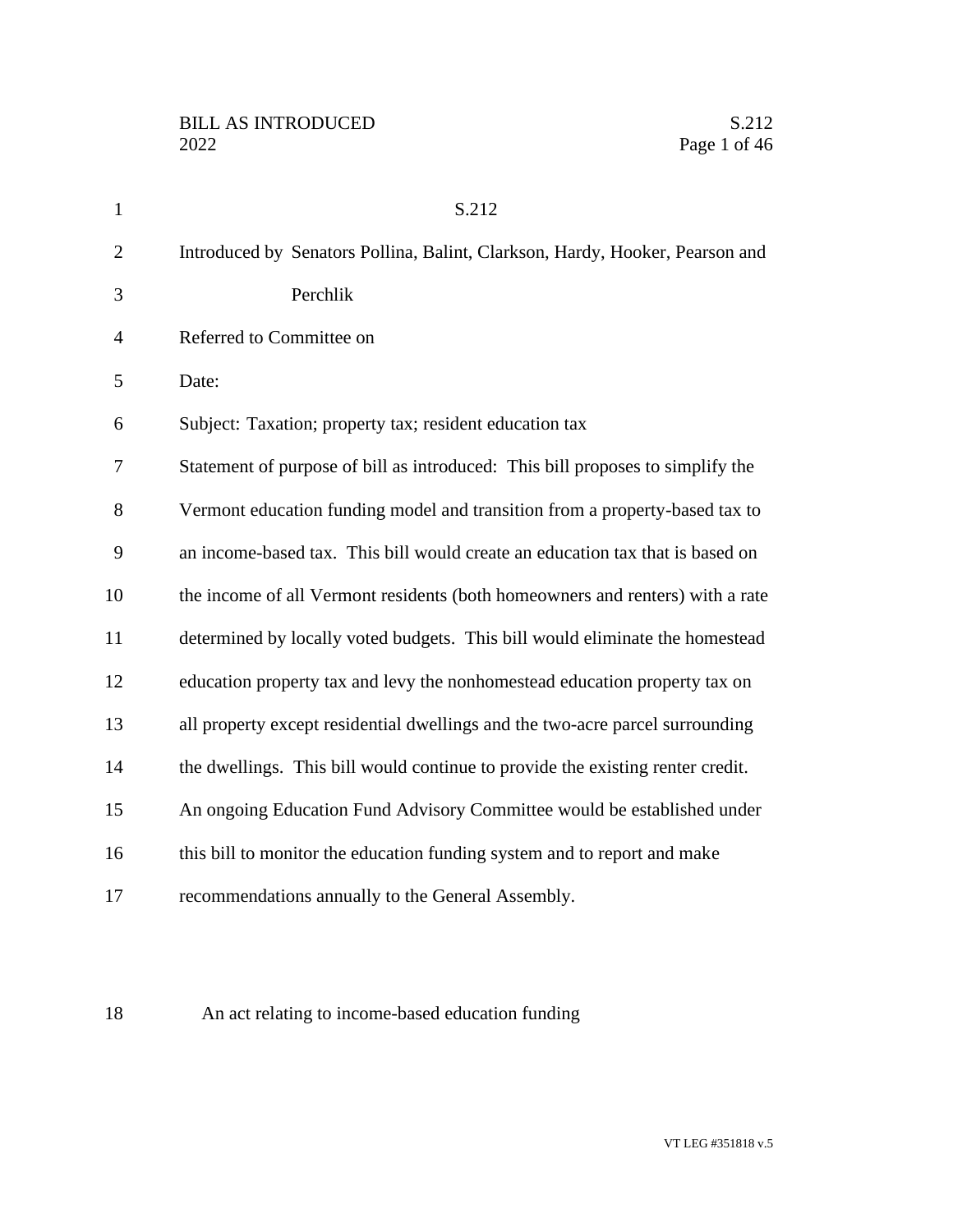S.212

Introduced by Senators Pollina, Balint, Clarkson, Hardy, Hooker, Pearson and Perchlik

Referred to Committee on

Date:

Subject: Taxation; property tax; resident education tax

Statement of purpose of bill as introduced: This bill proposes to simplify the Vermont education funding model and transition from a property-based tax to an income-based tax. This bill would create an education tax that is based on the income of all Vermont residents (both homeowners and renters) with a rate determined by locally voted budgets. This bill would eliminate the homestead education property tax and levy the nonhomestead education property tax on all property except residential dwellings and the two-acre parcel surrounding the dwellings. This bill would continue to provide the existing renter credit. An ongoing Education Fund Advisory Committee would be established under this bill to monitor the education funding system and to report and make recommendations annually to the General Assembly.

An act relating to income-based education funding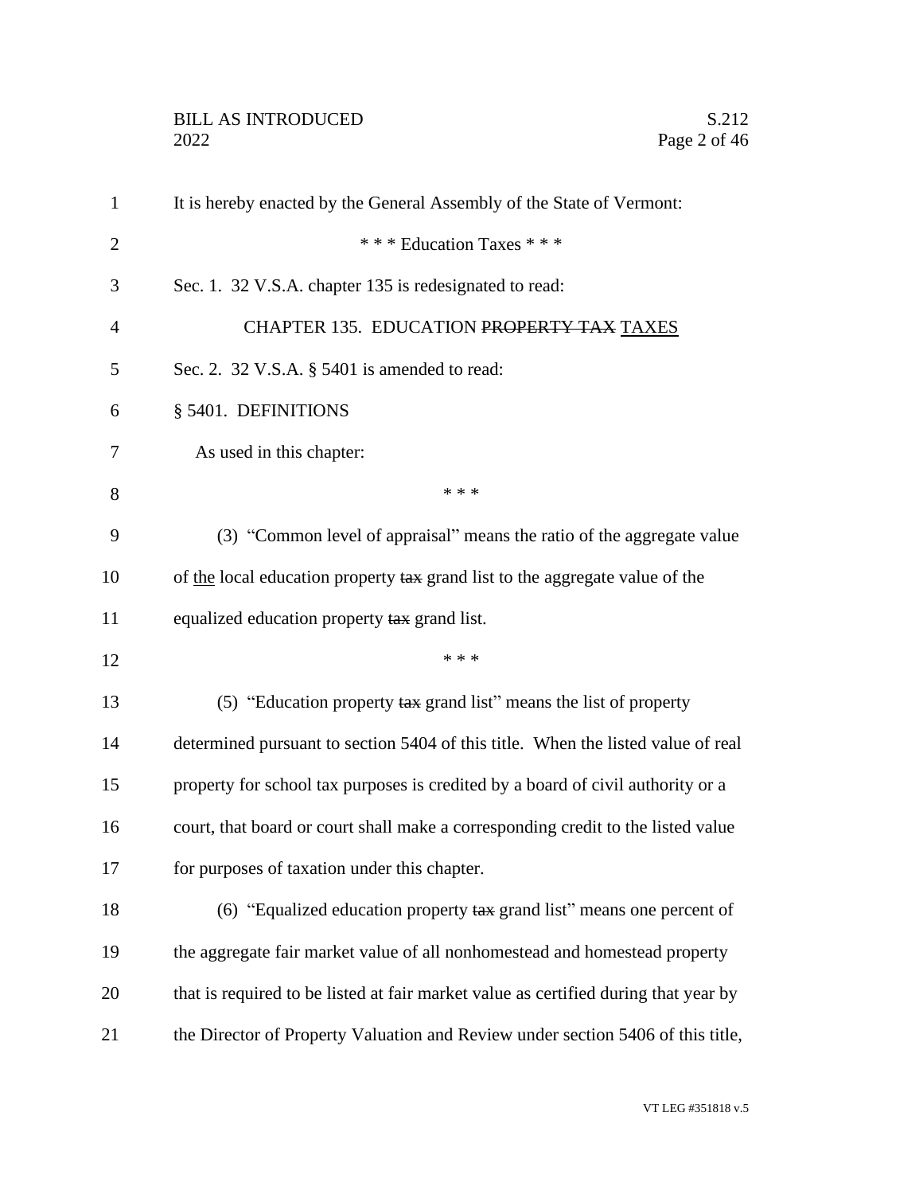It is hereby enacted by the General Assembly of the State of Vermont:

\* \* \* Education Taxes \* \* \*

Sec. 1. 32 V.S.A. chapter 135 is redesignated to read:

CHAPTER 135. EDUCATION ~~PROPERTY TAX~~ <u>TAXES</u>

Sec. 2. 32 V.S.A. § 5401 is amended to read:

§ 5401. DEFINITIONS

As used in this chapter:

\* \* \*

(3) "Common level of appraisal" means the ratio of the aggregate value of <u>the</u> local education property ~~tax~~ grand list to the aggregate value of the equalized education property ~~tax~~ grand list.

\* \* \*

(5) "Education property ~~tax~~ grand list" means the list of property determined pursuant to section 5404 of this title. When the listed value of real property for school tax purposes is credited by a board of civil authority or a court, that board or court shall make a corresponding credit to the listed value for purposes of taxation under this chapter.

(6) "Equalized education property ~~tax~~ grand list" means one percent of the aggregate fair market value of all nonhomestead and homestead property that is required to be listed at fair market value as certified during that year by the Director of Property Valuation and Review under section 5406 of this title,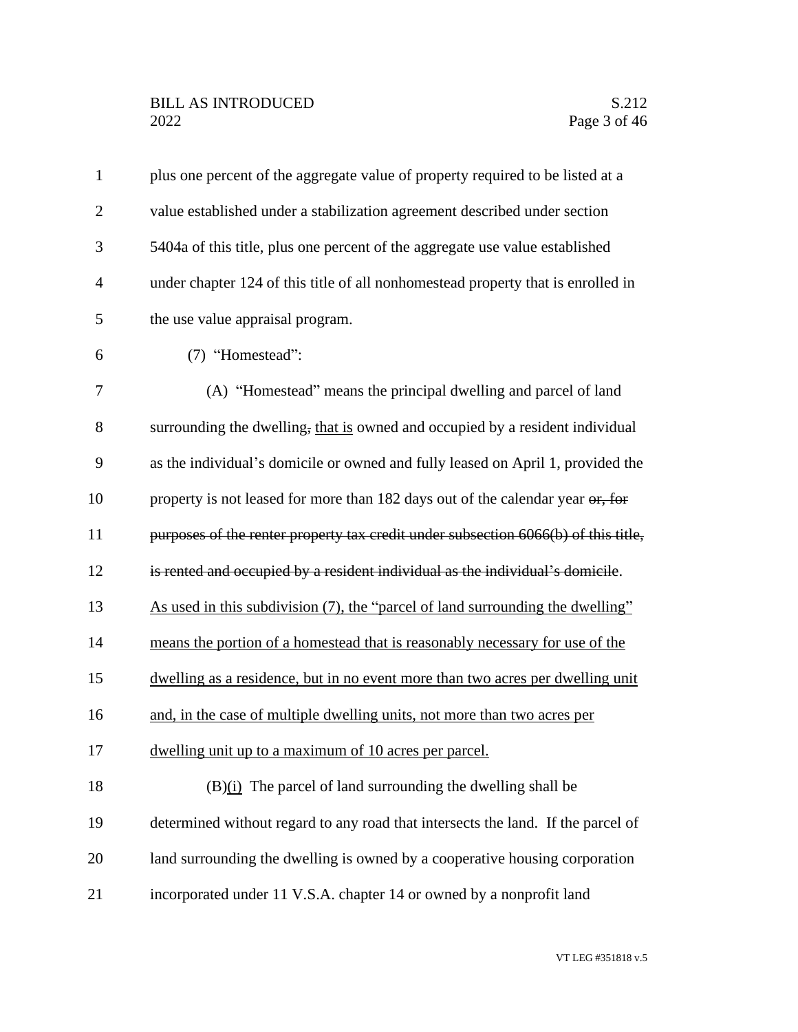plus one percent of the aggregate value of property required to be listed at a value established under a stabilization agreement described under section 5404a of this title, plus one percent of the aggregate use value established under chapter 124 of this title of all nonhomestead property that is enrolled in the use value appraisal program.

(7) "Homestead":

(A) "Homestead" means the principal dwelling and parcel of land surrounding the dwelling, <u>that is</u> owned and occupied by a resident individual as the individual's domicile or owned and fully leased on April 1, provided the property is not leased for more than 182 days out of the calendar year ~~or, for purposes of the renter property tax credit under subsection 6066(b) of this title, is rented and occupied by a resident individual as the individual's domicile~~. <u>As used in this subdivision (7), the "parcel of land surrounding the dwelling" means the portion of a homestead that is reasonably necessary for use of the dwelling as a residence, but in no event more than two acres per dwelling unit and, in the case of multiple dwelling units, not more than two acres per dwelling unit up to a maximum of 10 acres per parcel.</u>

(B)<u>(i)</u> The parcel of land surrounding the dwelling shall be determined without regard to any road that intersects the land. If the parcel of land surrounding the dwelling is owned by a cooperative housing corporation incorporated under 11 V.S.A. chapter 14 or owned by a nonprofit land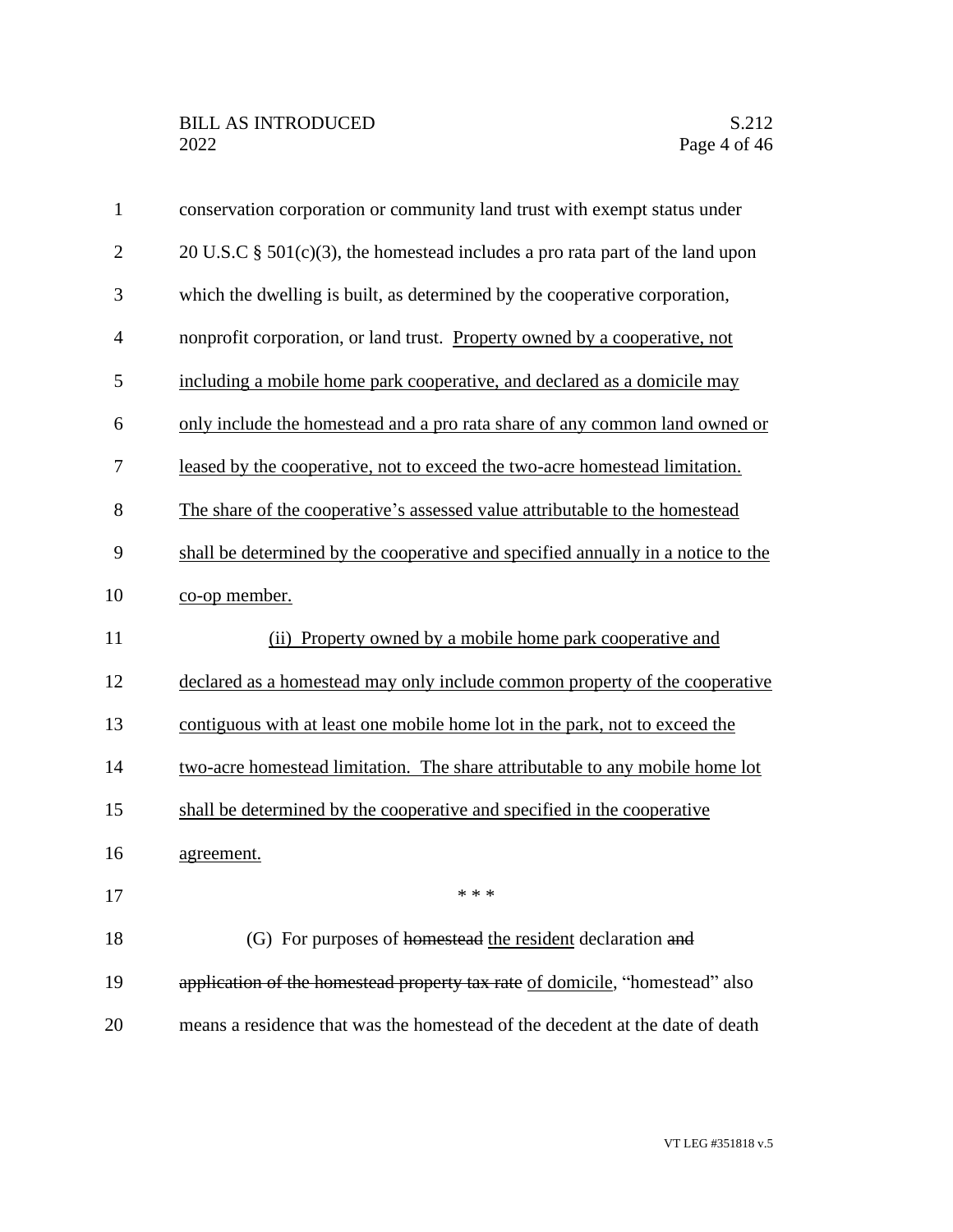conservation corporation or community land trust with exempt status under 20 U.S.C § 501(c)(3), the homestead includes a pro rata part of the land upon which the dwelling is built, as determined by the cooperative corporation, nonprofit corporation, or land trust. <u>Property owned by a cooperative, not including a mobile home park cooperative, and declared as a domicile may only include the homestead and a pro rata share of any common land owned or leased by the cooperative, not to exceed the two-acre homestead limitation. The share of the cooperative's assessed value attributable to the homestead shall be determined by the cooperative and specified annually in a notice to the co-op member.</u>

<u>(ii) Property owned by a mobile home park cooperative and declared as a homestead may only include common property of the cooperative contiguous with at least one mobile home lot in the park, not to exceed the two-acre homestead limitation. The share attributable to any mobile home lot shall be determined by the cooperative and specified in the cooperative agreement.</u>

\* \* \*

(G) For purposes of ~~homestead~~ <u>the resident</u> declaration ~~and application of the homestead property tax rate~~ <u>of domicile</u>, "homestead" also means a residence that was the homestead of the decedent at the date of death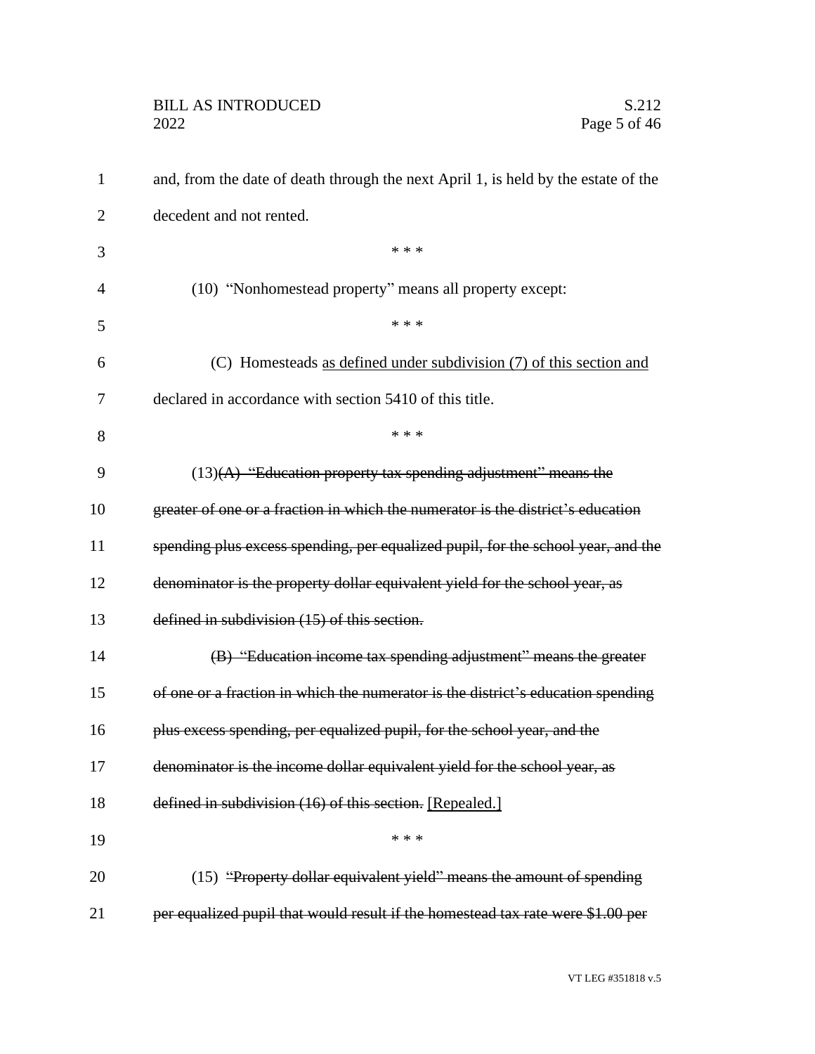and, from the date of death through the next April 1, is held by the estate of the decedent and not rented.

\* \* \*

(10) "Nonhomestead property" means all property except:

\* \* \*

(C) Homesteads <u>as defined under subdivision (7) of this section and declared in accordance with section 5410 of this title</u>.

\* \* \*

(13)~~(A) "Education property tax spending adjustment" means the greater of one or a fraction in which the numerator is the district's education spending plus excess spending, per equalized pupil, for the school year, and the denominator is the property dollar equivalent yield for the school year, as defined in subdivision (15) of this section.~~

~~(B) "Education income tax spending adjustment" means the greater of one or a fraction in which the numerator is the district's education spending plus excess spending, per equalized pupil, for the school year, and the denominator is the income dollar equivalent yield for the school year, as defined in subdivision (16) of this section.~~ <u>[Repealed.]</u>

\* \* \*

(15) ~~"Property dollar equivalent yield" means the amount of spending per equalized pupil that would result if the homestead tax rate were $1.00 per~~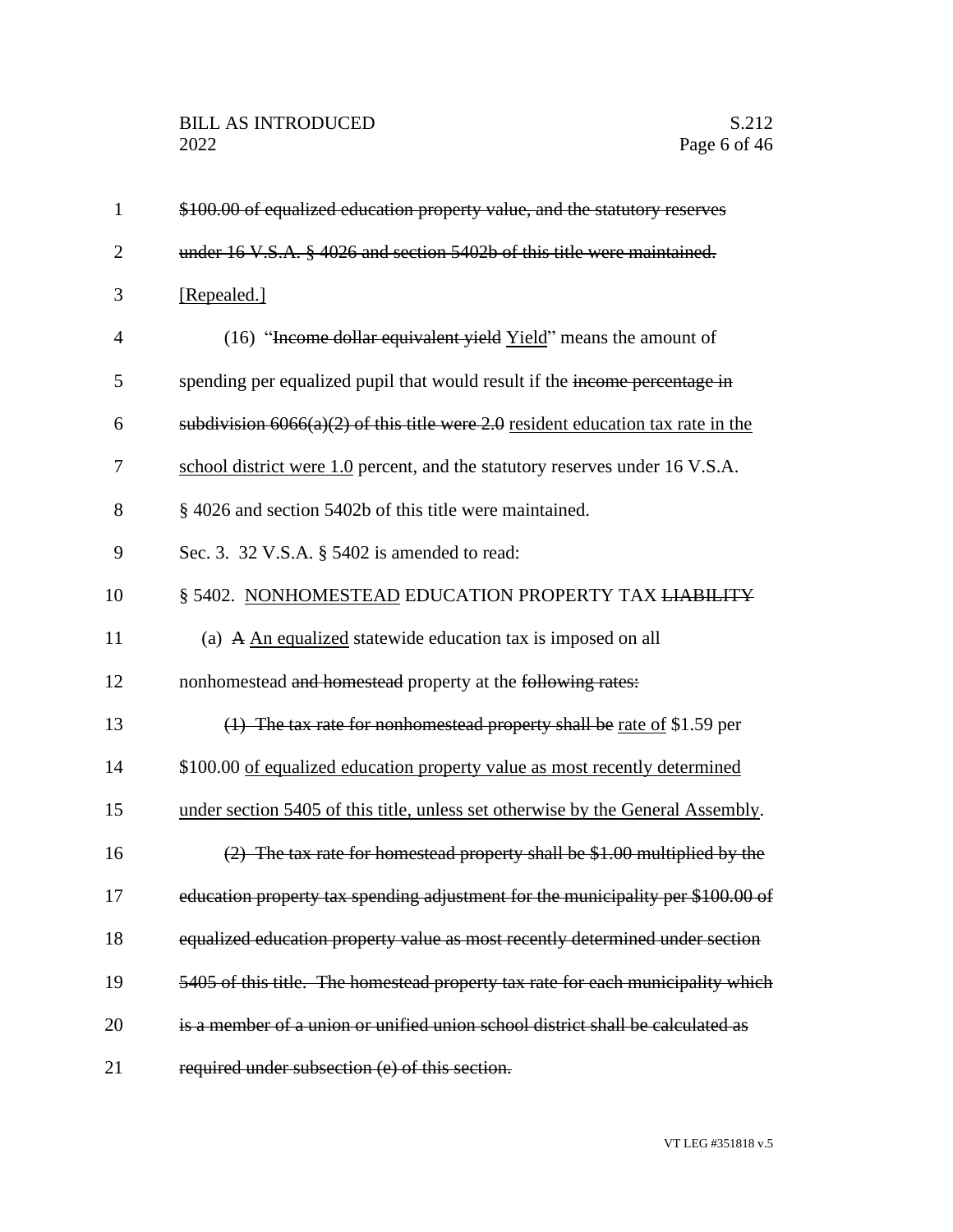~~$100.00 of equalized education property value, and the statutory reserves under 16 V.S.A. § 4026 and section 5402b of this title were maintained.~~ [Repealed.]

(16) "~~Income dollar equivalent yield~~ Yield" means the amount of spending per equalized pupil that would result if the ~~income percentage in subdivision 6066(a)(2) of this title were 2.0~~ resident education tax rate in the school district were 1.0 percent, and the statutory reserves under 16 V.S.A. § 4026 and section 5402b of this title were maintained.

Sec. 3. 32 V.S.A. § 5402 is amended to read:

§ 5402. NONHOMESTEAD EDUCATION PROPERTY TAX ~~LIABILITY~~

(a) ~~A~~ An equalized statewide education tax is imposed on all nonhomestead ~~and homestead~~ property at the ~~following rates:~~

~~(1) The tax rate for nonhomestead property shall be~~ rate of $1.59 per $100.00 of equalized education property value as most recently determined under section 5405 of this title, unless set otherwise by the General Assembly.

~~(2) The tax rate for homestead property shall be $1.00 multiplied by the education property tax spending adjustment for the municipality per $100.00 of equalized education property value as most recently determined under section 5405 of this title. The homestead property tax rate for each municipality which is a member of a union or unified union school district shall be calculated as required under subsection (e) of this section.~~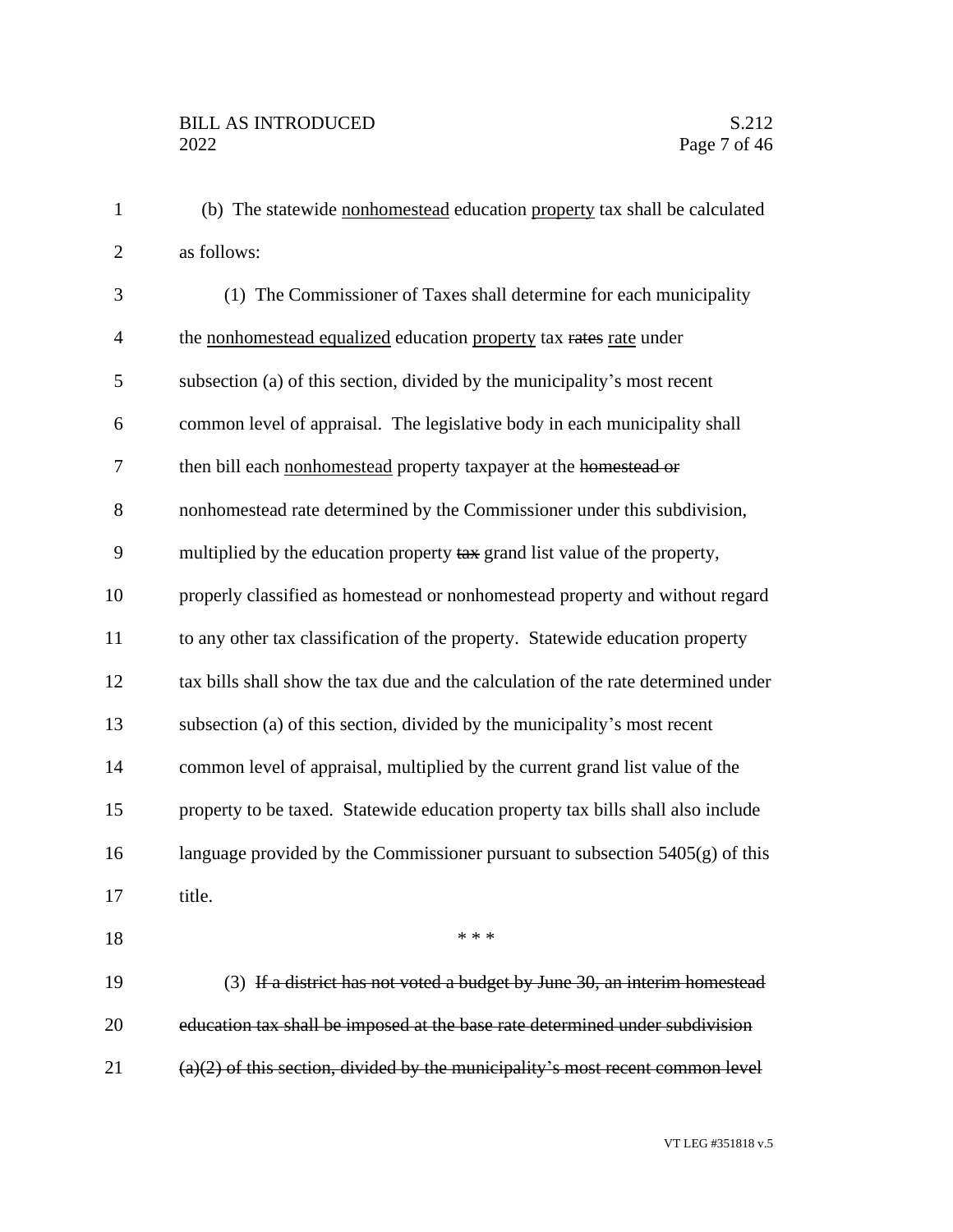(b) The statewide <u>nonhomestead</u> education <u>property</u> tax shall be calculated as follows:

(1) The Commissioner of Taxes shall determine for each municipality the <u>nonhomestead equalized</u> education <u>property</u> tax ~~rates~~ <u>rate</u> under subsection (a) of this section, divided by the municipality's most recent common level of appraisal. The legislative body in each municipality shall then bill each <u>nonhomestead</u> property taxpayer at the ~~homestead or~~ nonhomestead rate determined by the Commissioner under this subdivision, multiplied by the education property ~~tax~~ grand list value of the property, properly classified as homestead or nonhomestead property and without regard to any other tax classification of the property. Statewide education property tax bills shall show the tax due and the calculation of the rate determined under subsection (a) of this section, divided by the municipality's most recent common level of appraisal, multiplied by the current grand list value of the property to be taxed. Statewide education property tax bills shall also include language provided by the Commissioner pursuant to subsection 5405(g) of this title.

\* \* \*

(3) ~~If a district has not voted a budget by June 30, an interim homestead education tax shall be imposed at the base rate determined under subdivision (a)(2) of this section, divided by the municipality's most recent common level~~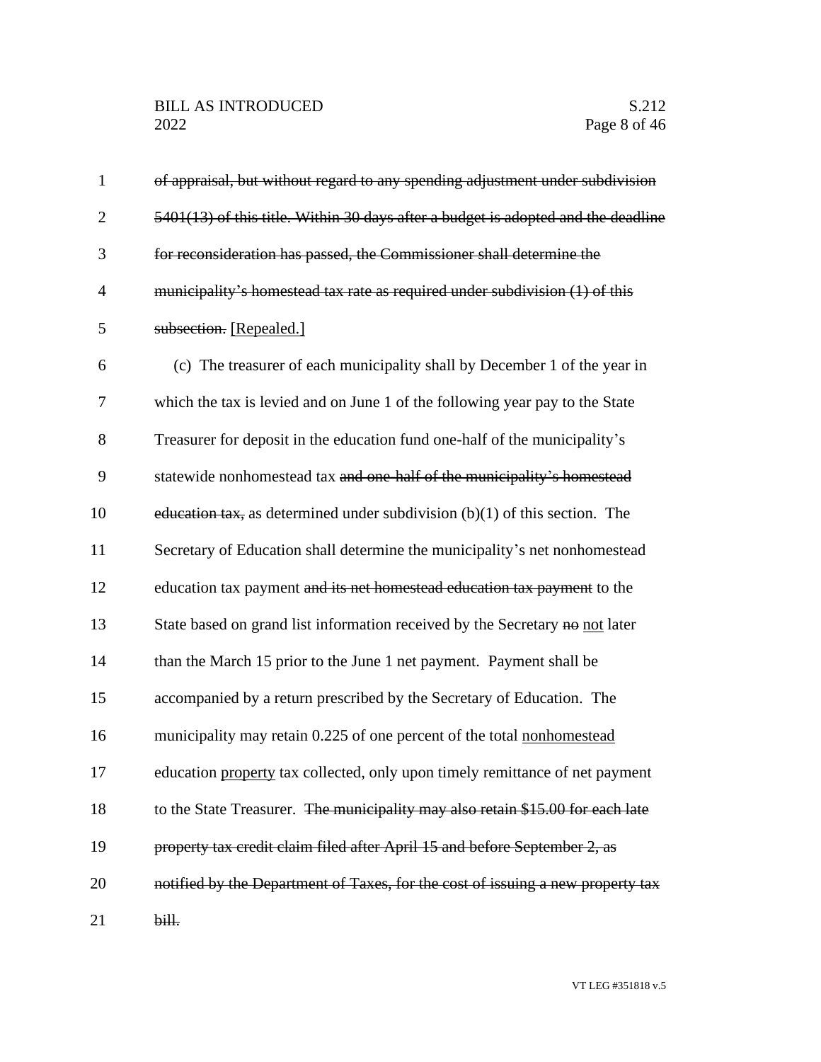~~of appraisal, but without regard to any spending adjustment under subdivision 5401(13) of this title. Within 30 days after a budget is adopted and the deadline for reconsideration has passed, the Commissioner shall determine the municipality's homestead tax rate as required under subdivision (1) of this subsection.~~ [Repealed.]

(c) The treasurer of each municipality shall by December 1 of the year in which the tax is levied and on June 1 of the following year pay to the State Treasurer for deposit in the education fund one-half of the municipality's statewide nonhomestead tax ~~and one-half of the municipality's homestead education tax,~~ as determined under subdivision (b)(1) of this section. The Secretary of Education shall determine the municipality's net nonhomestead education tax payment ~~and its net homestead education tax payment~~ to the State based on grand list information received by the Secretary ~~no~~ <u>not</u> later than the March 15 prior to the June 1 net payment. Payment shall be accompanied by a return prescribed by the Secretary of Education. The municipality may retain 0.225 of one percent of the total <u>nonhomestead</u> education <u>property</u> tax collected, only upon timely remittance of net payment to the State Treasurer. ~~The municipality may also retain \$15.00 for each late property tax credit claim filed after April 15 and before September 2, as notified by the Department of Taxes, for the cost of issuing a new property tax bill.~~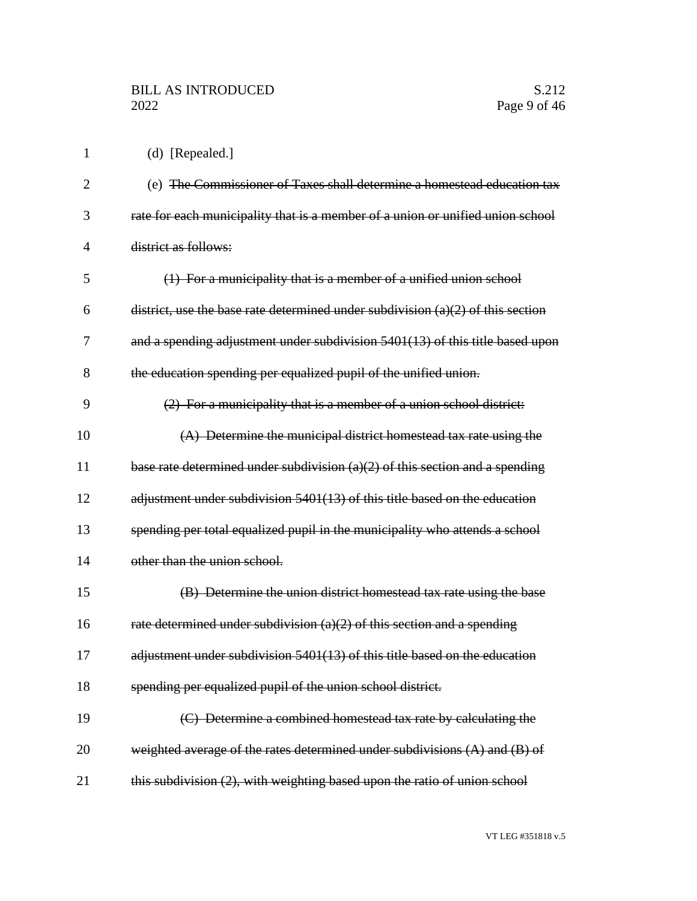(d) [Repealed.]

(e) ~~The Commissioner of Taxes shall determine a homestead education tax rate for each municipality that is a member of a union or unified union school district as follows:~~

~~(1) For a municipality that is a member of a unified union school district, use the base rate determined under subdivision (a)(2) of this section and a spending adjustment under subdivision 5401(13) of this title based upon the education spending per equalized pupil of the unified union.~~

~~(2) For a municipality that is a member of a union school district:~~

~~(A) Determine the municipal district homestead tax rate using the base rate determined under subdivision (a)(2) of this section and a spending adjustment under subdivision 5401(13) of this title based on the education spending per total equalized pupil in the municipality who attends a school other than the union school.~~

~~(B) Determine the union district homestead tax rate using the base rate determined under subdivision (a)(2) of this section and a spending adjustment under subdivision 5401(13) of this title based on the education spending per equalized pupil of the union school district.~~

~~(C) Determine a combined homestead tax rate by calculating the weighted average of the rates determined under subdivisions (A) and (B) of this subdivision (2), with weighting based upon the ratio of union school~~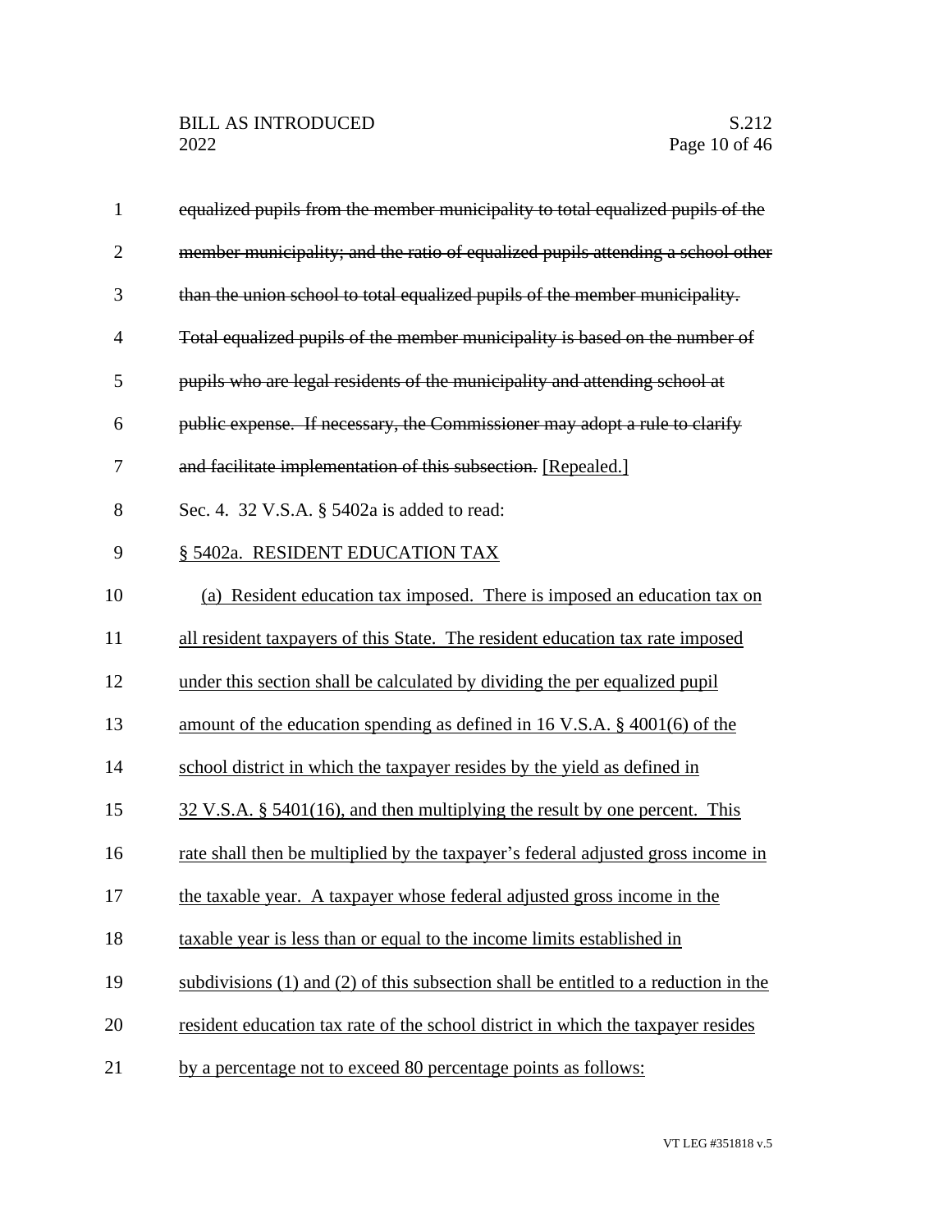~~equalized pupils from the member municipality to total equalized pupils of the member municipality; and the ratio of equalized pupils attending a school other than the union school to total equalized pupils of the member municipality. Total equalized pupils of the member municipality is based on the number of pupils who are legal residents of the municipality and attending school at public expense. If necessary, the Commissioner may adopt a rule to clarify and facilitate implementation of this subsection.~~ [Repealed.]

Sec. 4. 32 V.S.A. § 5402a is added to read:

§ 5402a. RESIDENT EDUCATION TAX

(a) Resident education tax imposed. There is imposed an education tax on all resident taxpayers of this State. The resident education tax rate imposed under this section shall be calculated by dividing the per equalized pupil amount of the education spending as defined in 16 V.S.A. § 4001(6) of the school district in which the taxpayer resides by the yield as defined in 32 V.S.A. § 5401(16), and then multiplying the result by one percent. This rate shall then be multiplied by the taxpayer's federal adjusted gross income in the taxable year. A taxpayer whose federal adjusted gross income in the taxable year is less than or equal to the income limits established in subdivisions (1) and (2) of this subsection shall be entitled to a reduction in the resident education tax rate of the school district in which the taxpayer resides by a percentage not to exceed 80 percentage points as follows: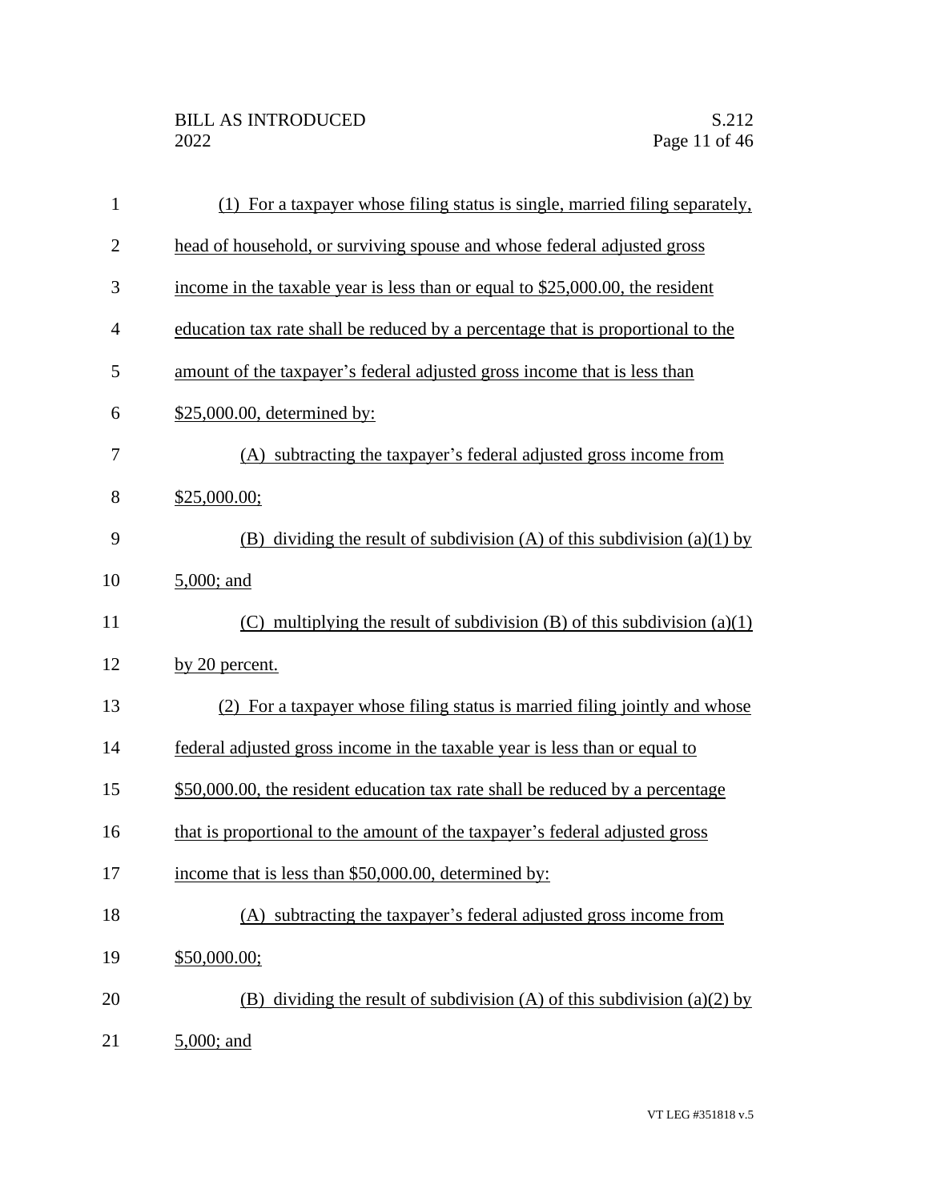(1) For a taxpayer whose filing status is single, married filing separately, head of household, or surviving spouse and whose federal adjusted gross income in the taxable year is less than or equal to $25,000.00, the resident education tax rate shall be reduced by a percentage that is proportional to the amount of the taxpayer's federal adjusted gross income that is less than $25,000.00, determined by:

(A) subtracting the taxpayer's federal adjusted gross income from $25,000.00;

(B) dividing the result of subdivision (A) of this subdivision (a)(1) by 5,000; and

(C) multiplying the result of subdivision (B) of this subdivision (a)(1) by 20 percent.

(2) For a taxpayer whose filing status is married filing jointly and whose federal adjusted gross income in the taxable year is less than or equal to $50,000.00, the resident education tax rate shall be reduced by a percentage that is proportional to the amount of the taxpayer's federal adjusted gross income that is less than $50,000.00, determined by:

(A) subtracting the taxpayer's federal adjusted gross income from $50,000.00;

(B) dividing the result of subdivision (A) of this subdivision (a)(2) by 5,000; and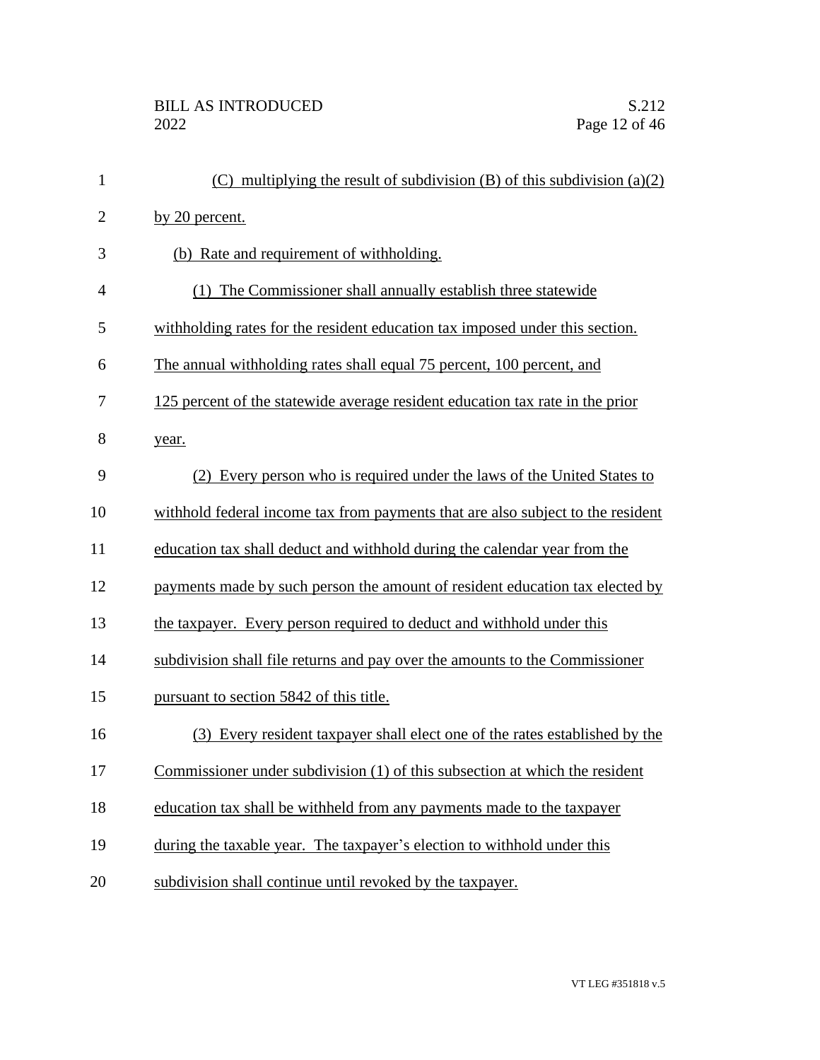(C) multiplying the result of subdivision (B) of this subdivision (a)(2) by 20 percent.

(b) Rate and requirement of withholding.

(1) The Commissioner shall annually establish three statewide withholding rates for the resident education tax imposed under this section. The annual withholding rates shall equal 75 percent, 100 percent, and 125 percent of the statewide average resident education tax rate in the prior year.

(2) Every person who is required under the laws of the United States to withhold federal income tax from payments that are also subject to the resident education tax shall deduct and withhold during the calendar year from the payments made by such person the amount of resident education tax elected by the taxpayer. Every person required to deduct and withhold under this subdivision shall file returns and pay over the amounts to the Commissioner pursuant to section 5842 of this title.

(3) Every resident taxpayer shall elect one of the rates established by the Commissioner under subdivision (1) of this subsection at which the resident education tax shall be withheld from any payments made to the taxpayer during the taxable year. The taxpayer's election to withhold under this subdivision shall continue until revoked by the taxpayer.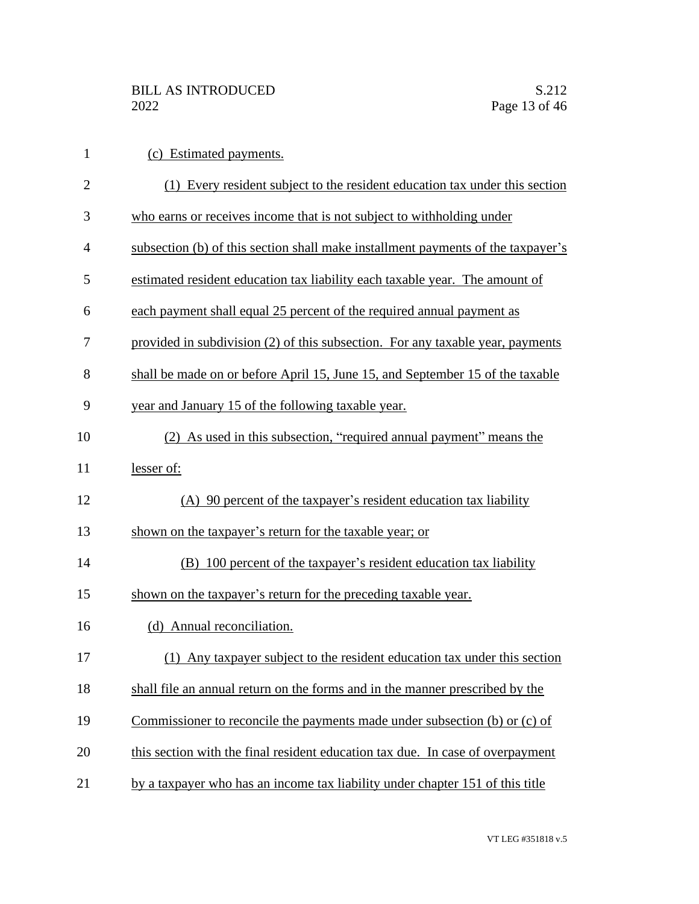(c) Estimated payments.

(1) Every resident subject to the resident education tax under this section who earns or receives income that is not subject to withholding under subsection (b) of this section shall make installment payments of the taxpayer's estimated resident education tax liability each taxable year. The amount of each payment shall equal 25 percent of the required annual payment as provided in subdivision (2) of this subsection. For any taxable year, payments shall be made on or before April 15, June 15, and September 15 of the taxable year and January 15 of the following taxable year.

(2) As used in this subsection, "required annual payment" means the lesser of:

(A) 90 percent of the taxpayer's resident education tax liability shown on the taxpayer's return for the taxable year; or

(B) 100 percent of the taxpayer's resident education tax liability shown on the taxpayer's return for the preceding taxable year.

(d) Annual reconciliation.

(1) Any taxpayer subject to the resident education tax under this section shall file an annual return on the forms and in the manner prescribed by the Commissioner to reconcile the payments made under subsection (b) or (c) of this section with the final resident education tax due. In case of overpayment by a taxpayer who has an income tax liability under chapter 151 of this title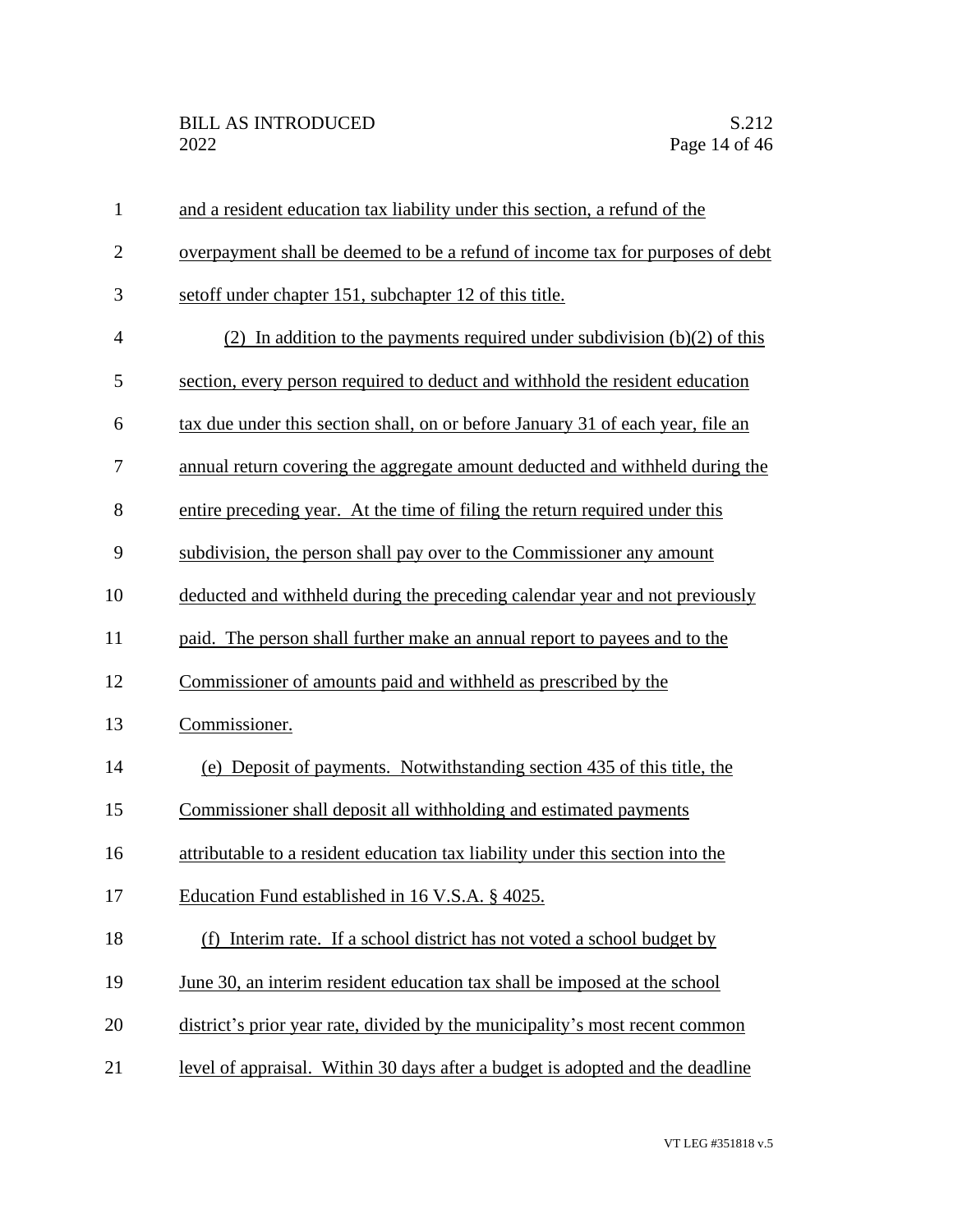and a resident education tax liability under this section, a refund of the overpayment shall be deemed to be a refund of income tax for purposes of debt setoff under chapter 151, subchapter 12 of this title.

(2) In addition to the payments required under subdivision (b)(2) of this section, every person required to deduct and withhold the resident education tax due under this section shall, on or before January 31 of each year, file an annual return covering the aggregate amount deducted and withheld during the entire preceding year. At the time of filing the return required under this subdivision, the person shall pay over to the Commissioner any amount deducted and withheld during the preceding calendar year and not previously paid. The person shall further make an annual report to payees and to the Commissioner of amounts paid and withheld as prescribed by the Commissioner.

(e) Deposit of payments. Notwithstanding section 435 of this title, the Commissioner shall deposit all withholding and estimated payments attributable to a resident education tax liability under this section into the Education Fund established in 16 V.S.A. § 4025.

(f) Interim rate. If a school district has not voted a school budget by June 30, an interim resident education tax shall be imposed at the school district's prior year rate, divided by the municipality's most recent common level of appraisal. Within 30 days after a budget is adopted and the deadline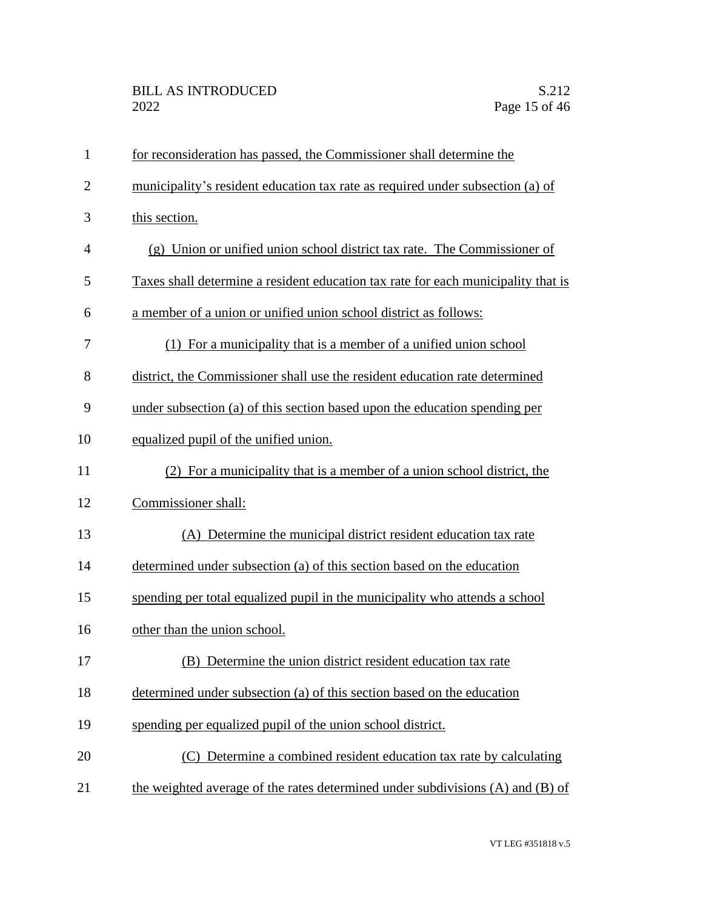for reconsideration has passed, the Commissioner shall determine the municipality's resident education tax rate as required under subsection (a) of this section.

(g) Union or unified union school district tax rate. The Commissioner of Taxes shall determine a resident education tax rate for each municipality that is a member of a union or unified union school district as follows:

(1) For a municipality that is a member of a unified union school district, the Commissioner shall use the resident education rate determined under subsection (a) of this section based upon the education spending per equalized pupil of the unified union.

(2) For a municipality that is a member of a union school district, the Commissioner shall:

(A) Determine the municipal district resident education tax rate determined under subsection (a) of this section based on the education spending per total equalized pupil in the municipality who attends a school other than the union school.

(B) Determine the union district resident education tax rate determined under subsection (a) of this section based on the education spending per equalized pupil of the union school district.

(C) Determine a combined resident education tax rate by calculating the weighted average of the rates determined under subdivisions (A) and (B) of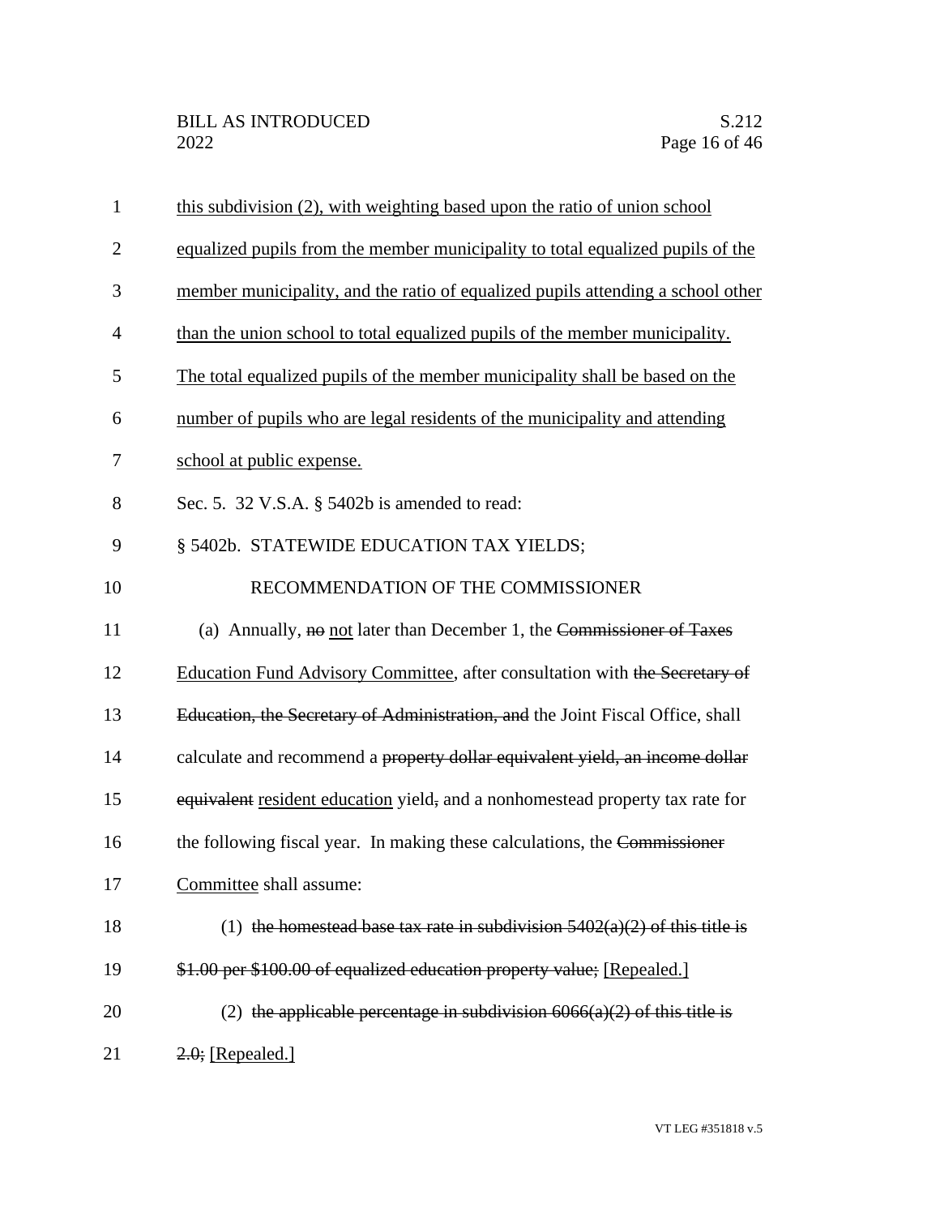this subdivision (2), with weighting based upon the ratio of union school equalized pupils from the member municipality to total equalized pupils of the member municipality, and the ratio of equalized pupils attending a school other than the union school to total equalized pupils of the member municipality. The total equalized pupils of the member municipality shall be based on the number of pupils who are legal residents of the municipality and attending school at public expense.

Sec. 5. 32 V.S.A. § 5402b is amended to read:

§ 5402b. STATEWIDE EDUCATION TAX YIELDS; RECOMMENDATION OF THE COMMISSIONER

(a) Annually, ~~no~~ not later than December 1, the ~~Commissioner of Taxes~~ Education Fund Advisory Committee, after consultation with ~~the Secretary of Education, the Secretary of Administration, and~~ the Joint Fiscal Office, shall calculate and recommend a ~~property dollar equivalent yield, an income dollar equivalent~~ resident education yield~~,~~ and a nonhomestead property tax rate for the following fiscal year. In making these calculations, the ~~Commissioner~~ Committee shall assume:

(1) ~~the homestead base tax rate in subdivision 5402(a)(2) of this title is \$1.00 per \$100.00 of equalized education property value;~~ [Repealed.]

(2) ~~the applicable percentage in subdivision 6066(a)(2) of this title is 2.0;~~ [Repealed.]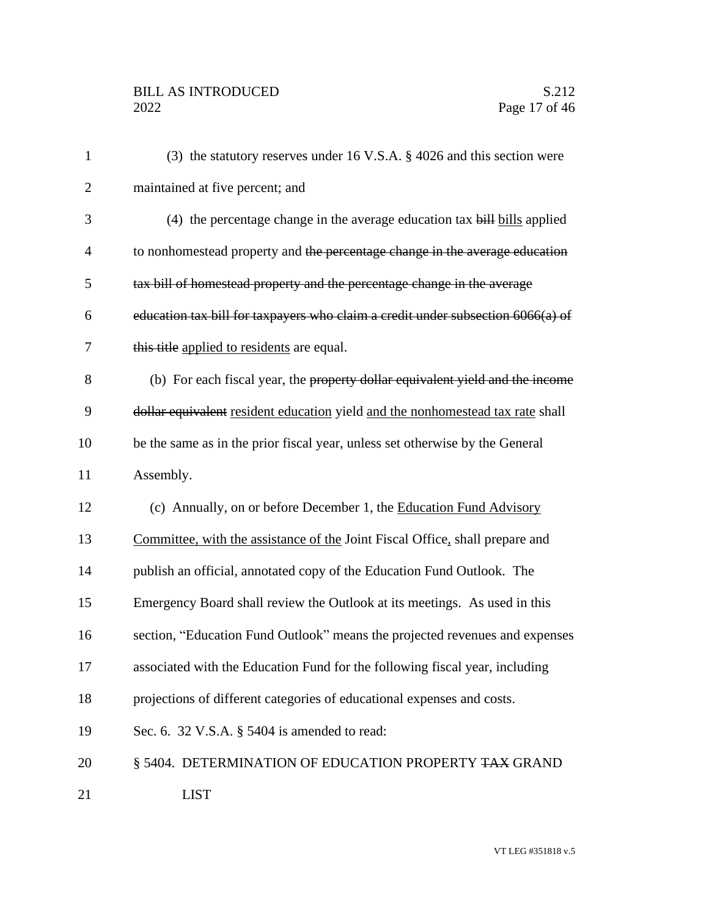(3) the statutory reserves under 16 V.S.A. § 4026 and this section were maintained at five percent; and

(4) the percentage change in the average education tax ~~bill~~ bills applied to nonhomestead property and ~~the percentage change in the average education tax bill of homestead property and the percentage change in the average education tax bill for taxpayers who claim a credit under subsection 6066(a) of this title~~ applied to residents are equal.

(b) For each fiscal year, the ~~property dollar equivalent yield and the income dollar equivalent~~ resident education yield and the nonhomestead tax rate shall be the same as in the prior fiscal year, unless set otherwise by the General Assembly.

(c) Annually, on or before December 1, the Education Fund Advisory Committee, with the assistance of the Joint Fiscal Office, shall prepare and publish an official, annotated copy of the Education Fund Outlook. The Emergency Board shall review the Outlook at its meetings. As used in this section, "Education Fund Outlook" means the projected revenues and expenses associated with the Education Fund for the following fiscal year, including projections of different categories of educational expenses and costs.

Sec. 6. 32 V.S.A. § 5404 is amended to read:

§ 5404. DETERMINATION OF EDUCATION PROPERTY ~~TAX~~ GRAND LIST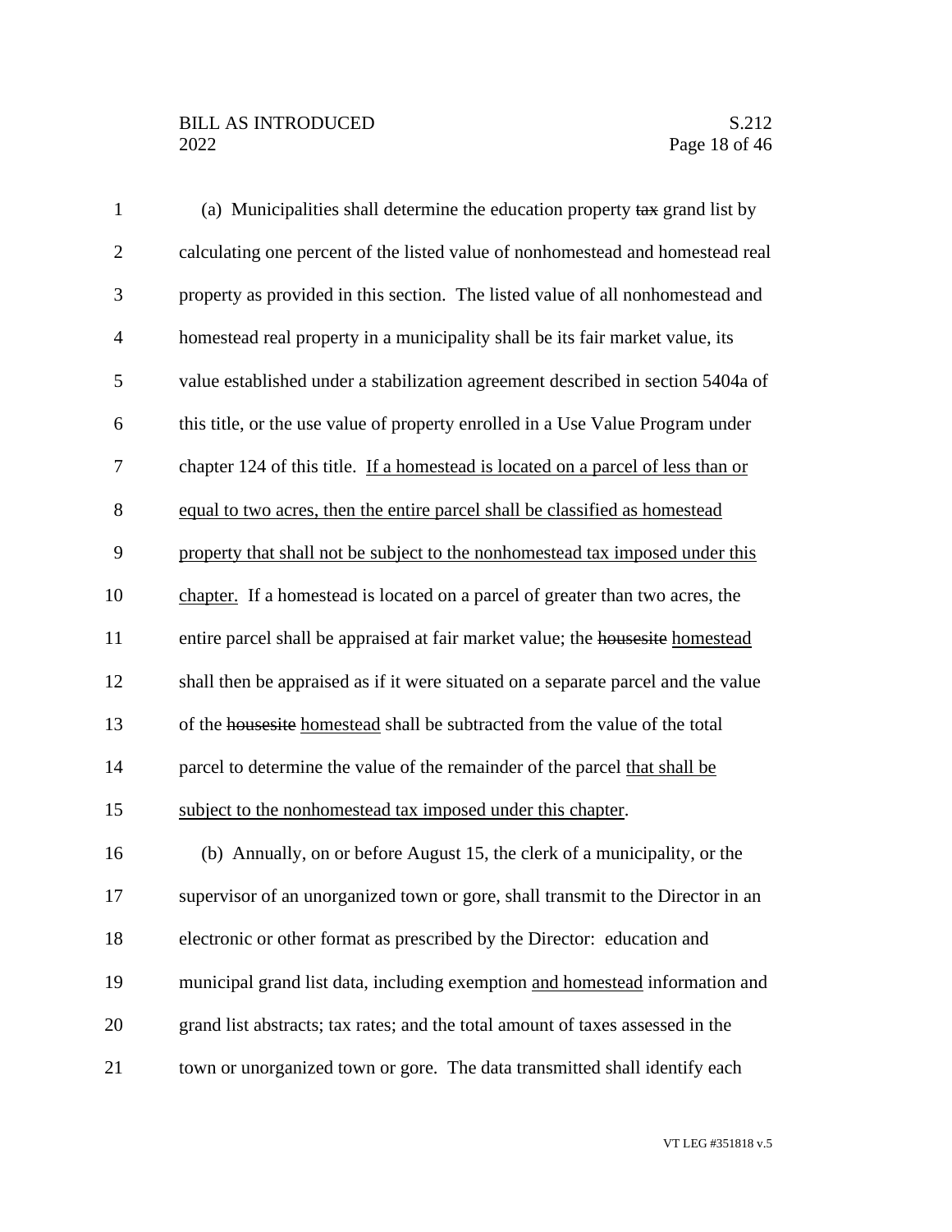(a) Municipalities shall determine the education property ~~tax~~ grand list by calculating one percent of the listed value of nonhomestead and homestead real property as provided in this section. The listed value of all nonhomestead and homestead real property in a municipality shall be its fair market value, its value established under a stabilization agreement described in section 5404a of this title, or the use value of property enrolled in a Use Value Program under chapter 124 of this title. <u>If a homestead is located on a parcel of less than or equal to two acres, then the entire parcel shall be classified as homestead property that shall not be subject to the nonhomestead tax imposed under this chapter.</u> If a homestead is located on a parcel of greater than two acres, the entire parcel shall be appraised at fair market value; the ~~housesite~~ <u>homestead</u> shall then be appraised as if it were situated on a separate parcel and the value of the ~~housesite~~ <u>homestead</u> shall be subtracted from the value of the total parcel to determine the value of the remainder of the parcel <u>that shall be subject to the nonhomestead tax imposed under this chapter</u>.

(b) Annually, on or before August 15, the clerk of a municipality, or the supervisor of an unorganized town or gore, shall transmit to the Director in an electronic or other format as prescribed by the Director: education and municipal grand list data, including exemption <u>and homestead</u> information and grand list abstracts; tax rates; and the total amount of taxes assessed in the town or unorganized town or gore. The data transmitted shall identify each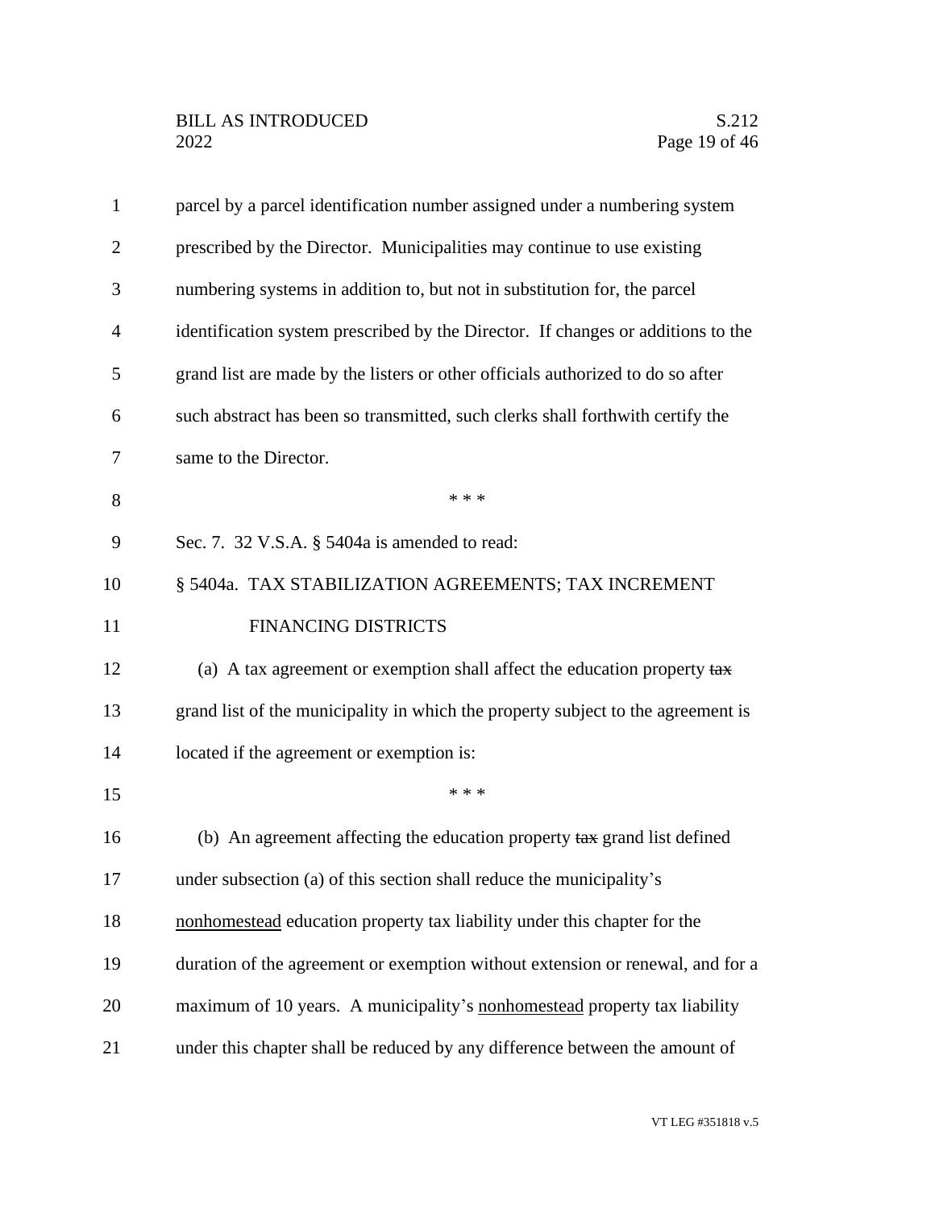parcel by a parcel identification number assigned under a numbering system prescribed by the Director. Municipalities may continue to use existing numbering systems in addition to, but not in substitution for, the parcel identification system prescribed by the Director. If changes or additions to the grand list are made by the listers or other officials authorized to do so after such abstract has been so transmitted, such clerks shall forthwith certify the same to the Director.

\* \* \*

Sec. 7. 32 V.S.A. § 5404a is amended to read:

§ 5404a. TAX STABILIZATION AGREEMENTS; TAX INCREMENT FINANCING DISTRICTS

(a) A tax agreement or exemption shall affect the education property ~~tax~~ grand list of the municipality in which the property subject to the agreement is located if the agreement or exemption is:

\* \* \*

(b) An agreement affecting the education property ~~tax~~ grand list defined under subsection (a) of this section shall reduce the municipality's <u>nonhomestead</u> education property tax liability under this chapter for the duration of the agreement or exemption without extension or renewal, and for a maximum of 10 years. A municipality's <u>nonhomestead</u> property tax liability under this chapter shall be reduced by any difference between the amount of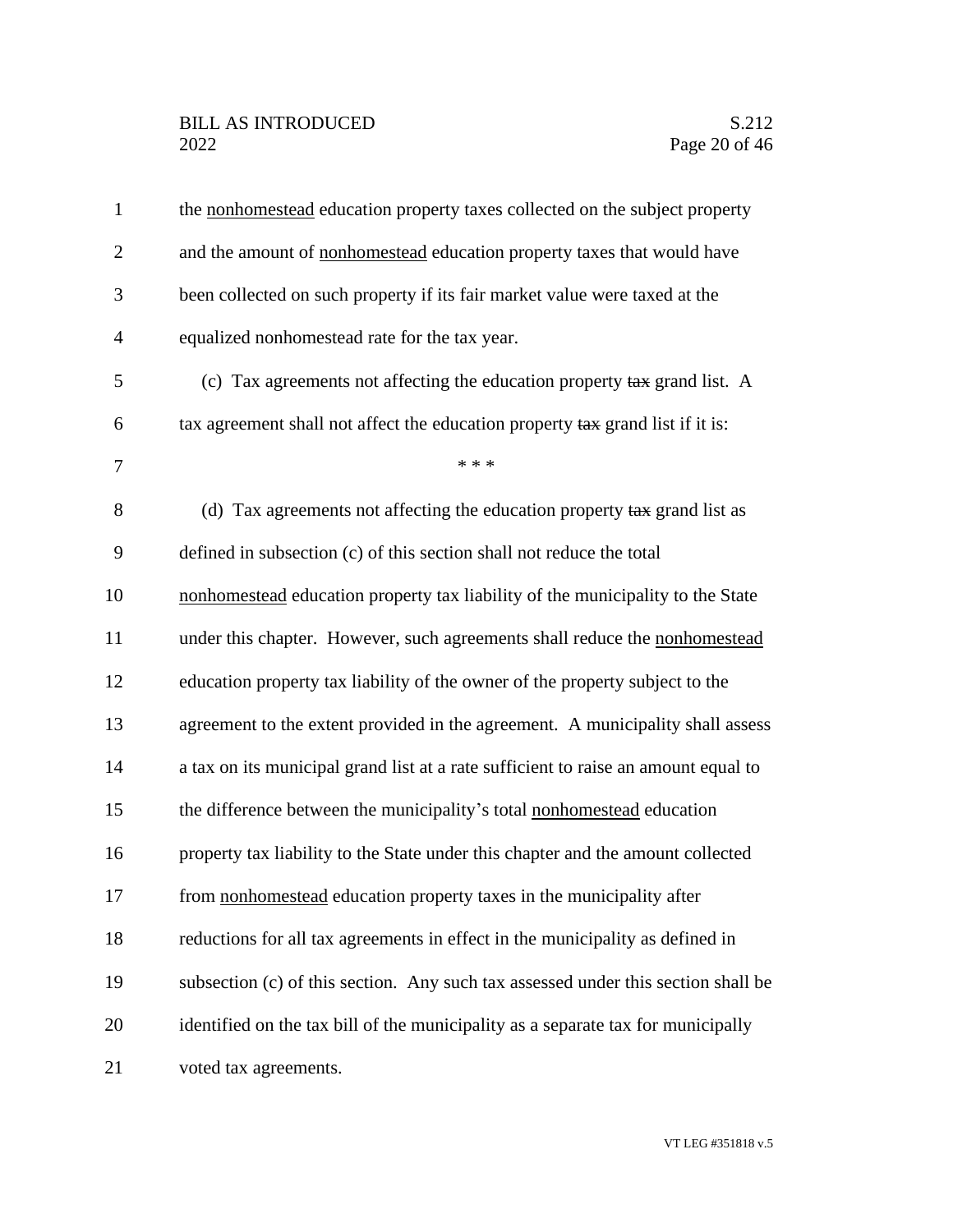the nonhomestead education property taxes collected on the subject property and the amount of nonhomestead education property taxes that would have been collected on such property if its fair market value were taxed at the equalized nonhomestead rate for the tax year.

(c) Tax agreements not affecting the education property ~~tax~~ grand list. A tax agreement shall not affect the education property ~~tax~~ grand list if it is:

\* \* \*

(d) Tax agreements not affecting the education property ~~tax~~ grand list as defined in subsection (c) of this section shall not reduce the total nonhomestead education property tax liability of the municipality to the State under this chapter. However, such agreements shall reduce the nonhomestead education property tax liability of the owner of the property subject to the agreement to the extent provided in the agreement. A municipality shall assess a tax on its municipal grand list at a rate sufficient to raise an amount equal to the difference between the municipality's total nonhomestead education property tax liability to the State under this chapter and the amount collected from nonhomestead education property taxes in the municipality after reductions for all tax agreements in effect in the municipality as defined in subsection (c) of this section. Any such tax assessed under this section shall be identified on the tax bill of the municipality as a separate tax for municipally voted tax agreements.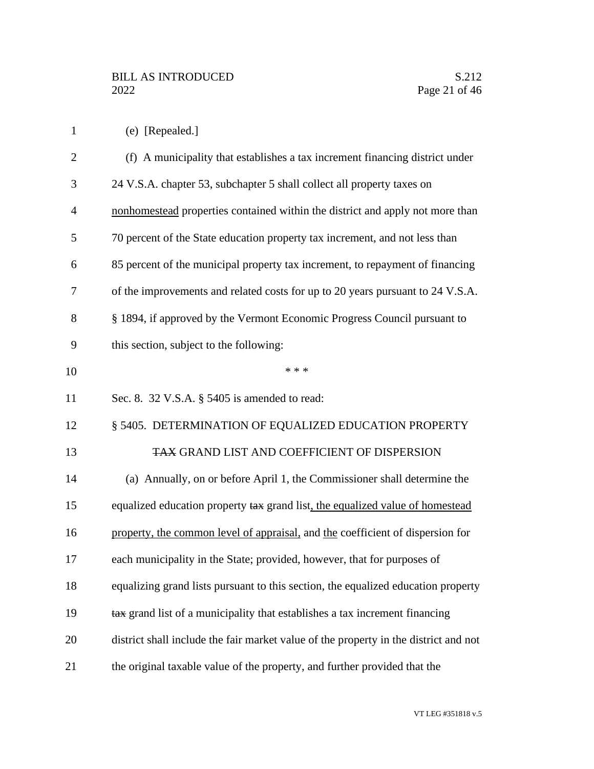(e) [Repealed.]

(f) A municipality that establishes a tax increment financing district under 24 V.S.A. chapter 53, subchapter 5 shall collect all property taxes on <u>nonhomestead</u> properties contained within the district and apply not more than 70 percent of the State education property tax increment, and not less than 85 percent of the municipal property tax increment, to repayment of financing of the improvements and related costs for up to 20 years pursuant to 24 V.S.A. § 1894, if approved by the Vermont Economic Progress Council pursuant to this section, subject to the following:

\* \* \*

Sec. 8. 32 V.S.A. § 5405 is amended to read:

§ 5405. DETERMINATION OF EQUALIZED EDUCATION PROPERTY ~~TAX~~ GRAND LIST AND COEFFICIENT OF DISPERSION

(a) Annually, on or before April 1, the Commissioner shall determine the equalized education property ~~tax~~ grand list<u>, the equalized value of homestead property, the common level of appraisal,</u> and <u>the</u> coefficient of dispersion for each municipality in the State; provided, however, that for purposes of equalizing grand lists pursuant to this section, the equalized education property ~~tax~~ grand list of a municipality that establishes a tax increment financing district shall include the fair market value of the property in the district and not the original taxable value of the property, and further provided that the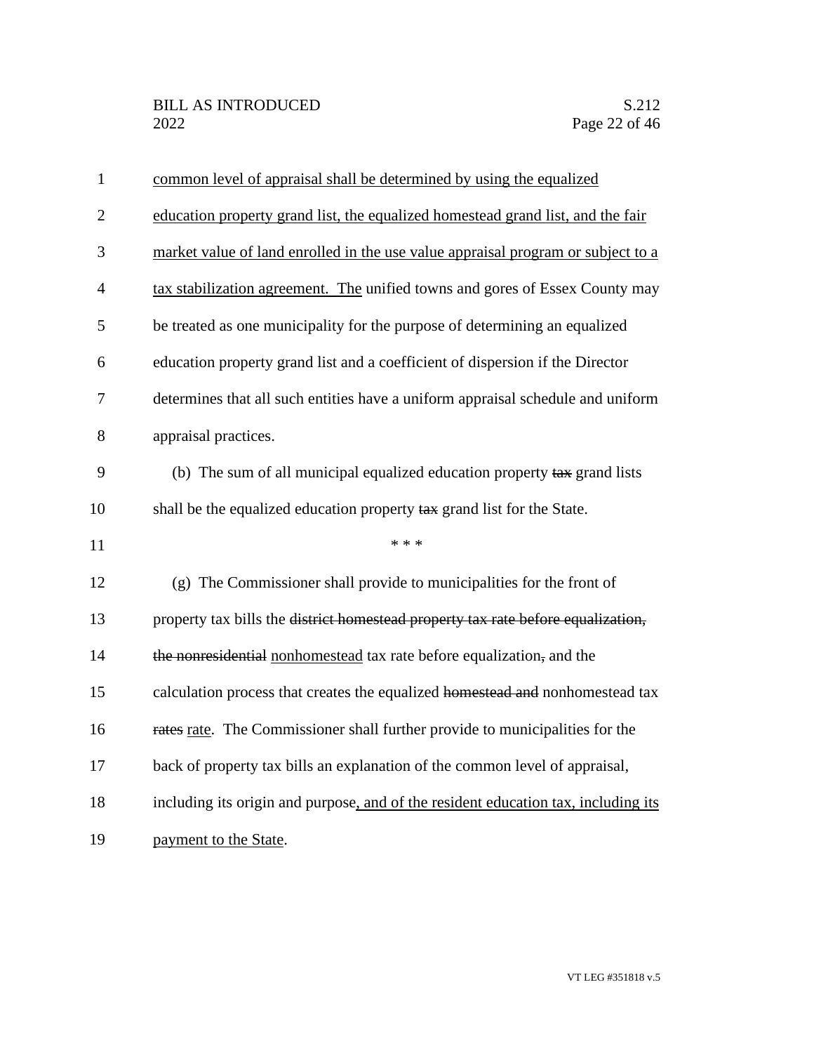common level of appraisal shall be determined by using the equalized education property grand list, the equalized homestead grand list, and the fair market value of land enrolled in the use value appraisal program or subject to a tax stabilization agreement. The unified towns and gores of Essex County may be treated as one municipality for the purpose of determining an equalized education property grand list and a coefficient of dispersion if the Director determines that all such entities have a uniform appraisal schedule and uniform appraisal practices.

(b) The sum of all municipal equalized education property ~~tax~~ grand lists shall be the equalized education property ~~tax~~ grand list for the State.

\* \* \*

(g) The Commissioner shall provide to municipalities for the front of property tax bills the ~~district homestead property tax rate before equalization, the nonresidential~~ nonhomestead tax rate before equalization~~,~~ and the calculation process that creates the equalized ~~homestead and~~ nonhomestead tax ~~rates~~ rate. The Commissioner shall further provide to municipalities for the back of property tax bills an explanation of the common level of appraisal, including its origin and purpose, and of the resident education tax, including its payment to the State.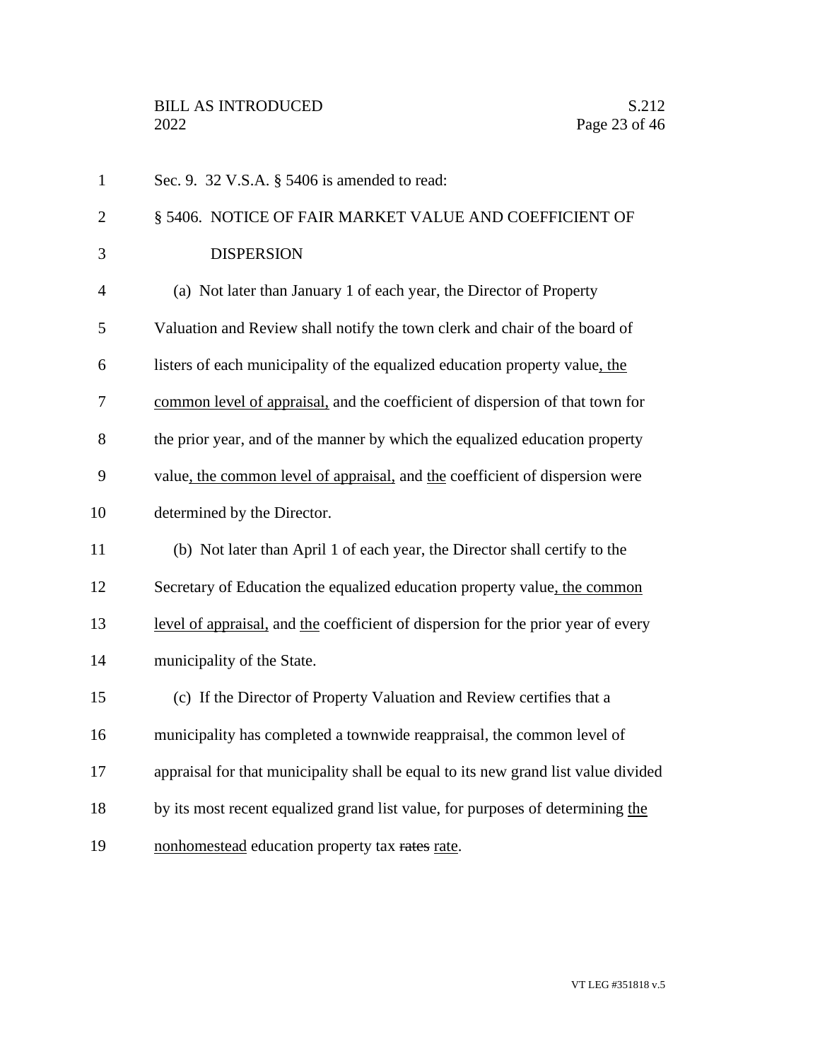Sec. 9. 32 V.S.A. § 5406 is amended to read:

§ 5406. NOTICE OF FAIR MARKET VALUE AND COEFFICIENT OF DISPERSION

(a) Not later than January 1 of each year, the Director of Property Valuation and Review shall notify the town clerk and chair of the board of listers of each municipality of the equalized education property value<u>, the common level of appraisal,</u> and the coefficient of dispersion of that town for the prior year, and of the manner by which the equalized education property value<u>, the common level of appraisal,</u> and <u>the</u> coefficient of dispersion were determined by the Director.

(b) Not later than April 1 of each year, the Director shall certify to the Secretary of Education the equalized education property value<u>, the common level of appraisal,</u> and <u>the</u> coefficient of dispersion for the prior year of every municipality of the State.

(c) If the Director of Property Valuation and Review certifies that a municipality has completed a townwide reappraisal, the common level of appraisal for that municipality shall be equal to its new grand list value divided by its most recent equalized grand list value, for purposes of determining <u>the nonhomestead</u> education property tax ~~rates~~ <u>rate</u>.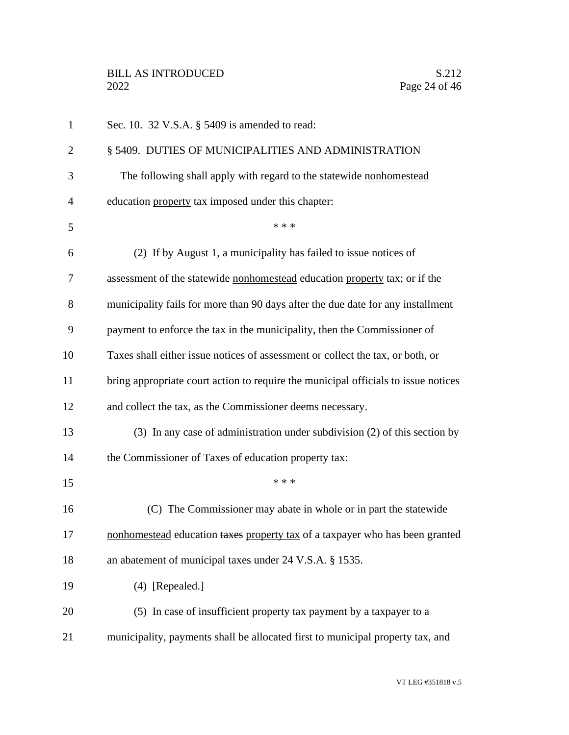Sec. 10. 32 V.S.A. § 5409 is amended to read:

§ 5409. DUTIES OF MUNICIPALITIES AND ADMINISTRATION

The following shall apply with regard to the statewide <u>nonhomestead</u> education <u>property</u> tax imposed under this chapter:

\* \* \*

(2) If by August 1, a municipality has failed to issue notices of assessment of the statewide <u>nonhomestead</u> education <u>property</u> tax; or if the municipality fails for more than 90 days after the due date for any installment payment to enforce the tax in the municipality, then the Commissioner of Taxes shall either issue notices of assessment or collect the tax, or both, or bring appropriate court action to require the municipal officials to issue notices and collect the tax, as the Commissioner deems necessary.

(3) In any case of administration under subdivision (2) of this section by the Commissioner of Taxes of education property tax:

\* \* \*

(C) The Commissioner may abate in whole or in part the statewide <u>nonhomestead</u> education ~~taxes~~ <u>property tax</u> of a taxpayer who has been granted an abatement of municipal taxes under 24 V.S.A. § 1535.

(4) [Repealed.]

(5) In case of insufficient property tax payment by a taxpayer to a municipality, payments shall be allocated first to municipal property tax, and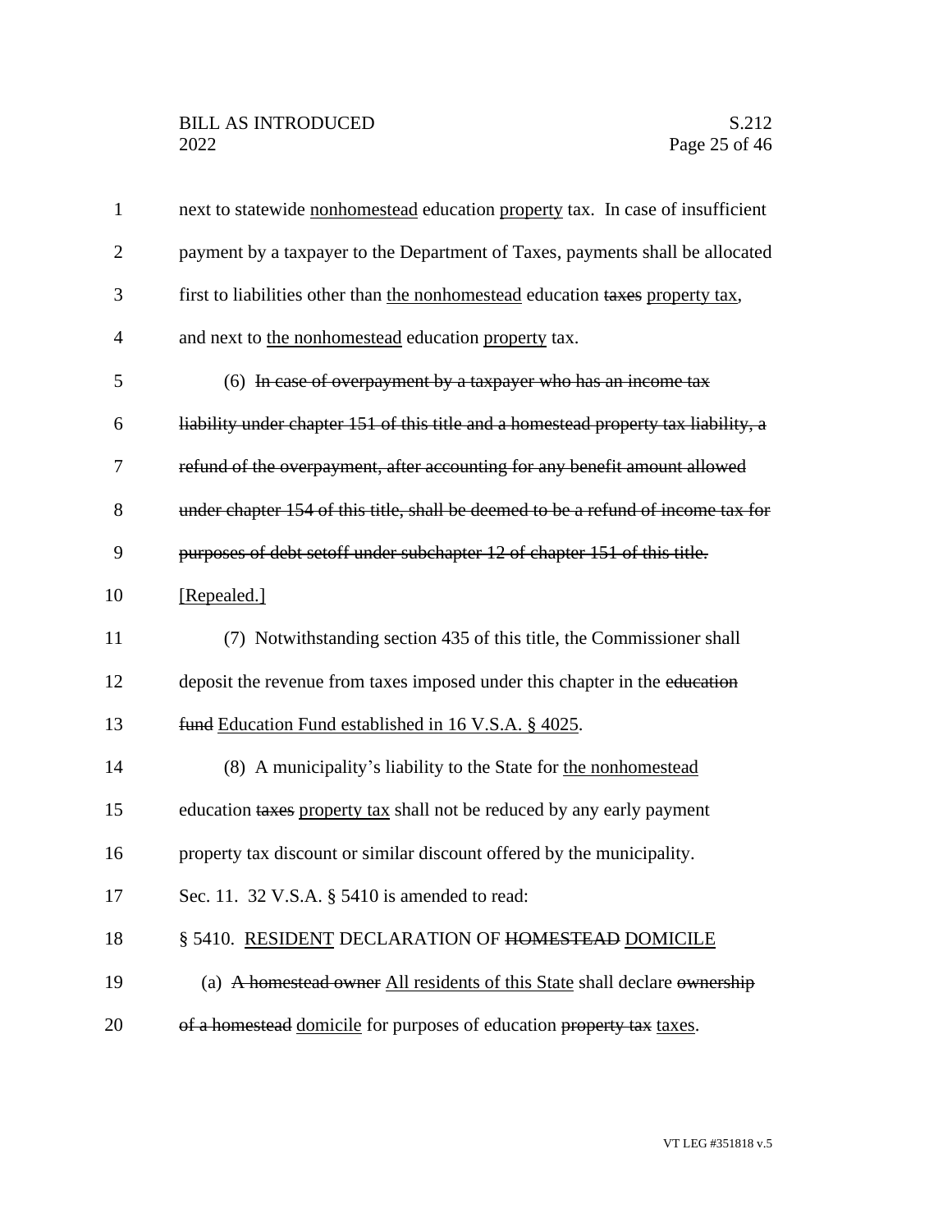next to statewide <u>nonhomestead</u> education <u>property</u> tax. In case of insufficient payment by a taxpayer to the Department of Taxes, payments shall be allocated first to liabilities other than <u>the nonhomestead</u> education ~~taxes~~ <u>property tax</u>, and next to <u>the nonhomestead</u> education <u>property</u> tax.

(6) ~~In case of overpayment by a taxpayer who has an income tax liability under chapter 151 of this title and a homestead property tax liability, a refund of the overpayment, after accounting for any benefit amount allowed under chapter 154 of this title, shall be deemed to be a refund of income tax for purposes of debt setoff under subchapter 12 of chapter 151 of this title.~~ <u>[Repealed.]</u>

(7) Notwithstanding section 435 of this title, the Commissioner shall deposit the revenue from taxes imposed under this chapter in the ~~education fund~~ <u>Education Fund established in 16 V.S.A. § 4025</u>.

(8) A municipality's liability to the State for <u>the nonhomestead</u> education ~~taxes~~ <u>property tax</u> shall not be reduced by any early payment property tax discount or similar discount offered by the municipality.

Sec. 11. 32 V.S.A. § 5410 is amended to read:

§ 5410. <u>RESIDENT</u> DECLARATION OF ~~HOMESTEAD~~ <u>DOMICILE</u>

(a) ~~A homestead owner~~ <u>All residents of this State</u> shall declare ~~ownership of a homestead~~ <u>domicile</u> for purposes of education ~~property tax~~ <u>taxes</u>.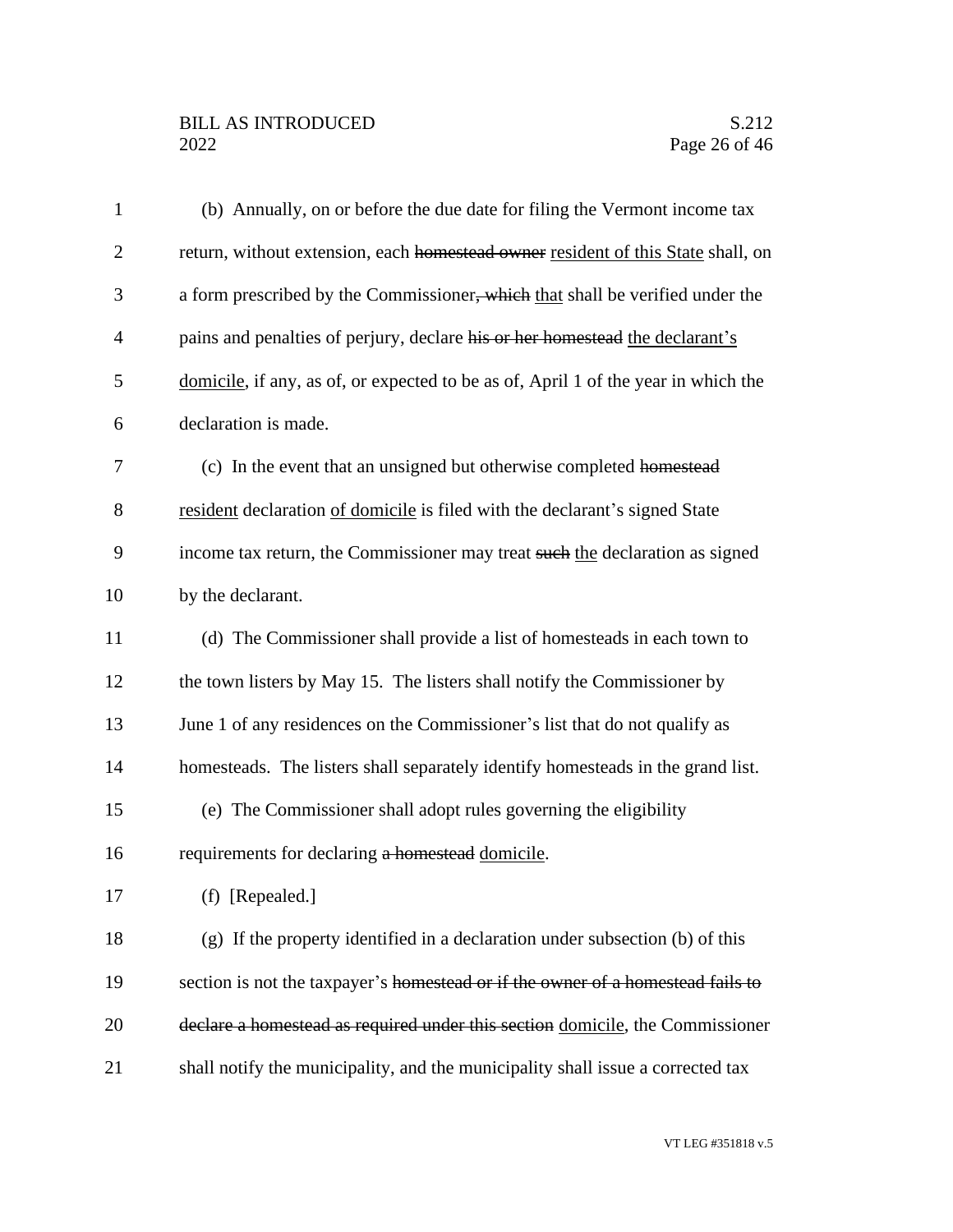(b) Annually, on or before the due date for filing the Vermont income tax return, without extension, each ~~homestead owner~~ resident of this State shall, on a form prescribed by the Commissioner~~, which~~ that shall be verified under the pains and penalties of perjury, declare ~~his or her homestead~~ the declarant's domicile, if any, as of, or expected to be as of, April 1 of the year in which the declaration is made.

(c) In the event that an unsigned but otherwise completed ~~homestead~~ resident declaration of domicile is filed with the declarant's signed State income tax return, the Commissioner may treat ~~such~~ the declaration as signed by the declarant.

(d) The Commissioner shall provide a list of homesteads in each town to the town listers by May 15. The listers shall notify the Commissioner by June 1 of any residences on the Commissioner's list that do not qualify as homesteads. The listers shall separately identify homesteads in the grand list.

(e) The Commissioner shall adopt rules governing the eligibility requirements for declaring ~~a homestead~~ domicile.

(f) [Repealed.]

(g) If the property identified in a declaration under subsection (b) of this section is not the taxpayer's ~~homestead or if the owner of a homestead fails to declare a homestead as required under this section~~ domicile, the Commissioner shall notify the municipality, and the municipality shall issue a corrected tax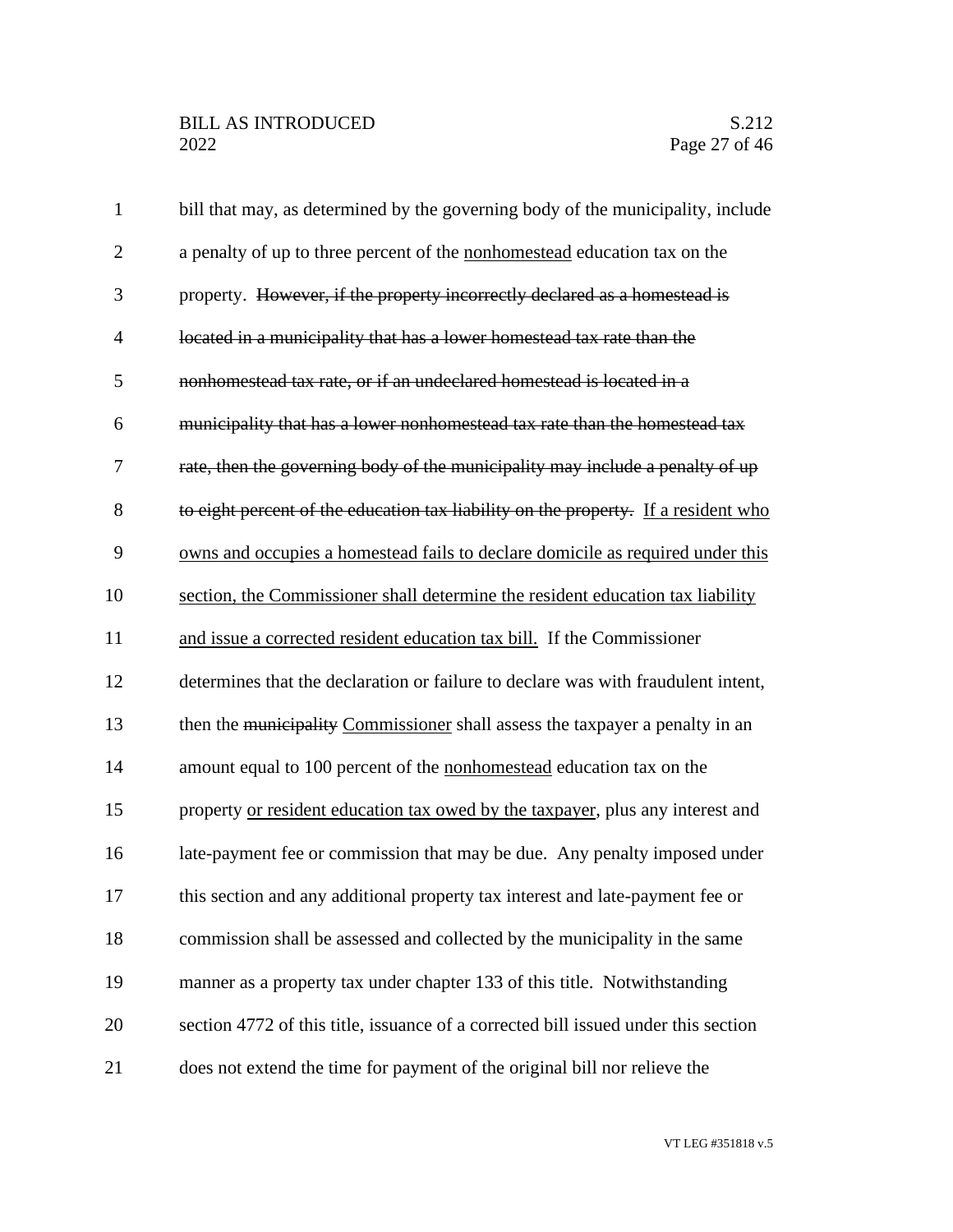bill that may, as determined by the governing body of the municipality, include a penalty of up to three percent of the <u>nonhomestead</u> education tax on the property. ~~However, if the property incorrectly declared as a homestead is located in a municipality that has a lower homestead tax rate than the nonhomestead tax rate, or if an undeclared homestead is located in a municipality that has a lower nonhomestead tax rate than the homestead tax rate, then the governing body of the municipality may include a penalty of up to eight percent of the education tax liability on the property.~~ <u>If a resident who owns and occupies a homestead fails to declare domicile as required under this section, the Commissioner shall determine the resident education tax liability and issue a corrected resident education tax bill.</u> If the Commissioner determines that the declaration or failure to declare was with fraudulent intent, then the ~~municipality~~ <u>Commissioner</u> shall assess the taxpayer a penalty in an amount equal to 100 percent of the <u>nonhomestead</u> education tax on the property <u>or resident education tax owed by the taxpayer</u>, plus any interest and late-payment fee or commission that may be due. Any penalty imposed under this section and any additional property tax interest and late-payment fee or commission shall be assessed and collected by the municipality in the same manner as a property tax under chapter 133 of this title. Notwithstanding section 4772 of this title, issuance of a corrected bill issued under this section does not extend the time for payment of the original bill nor relieve the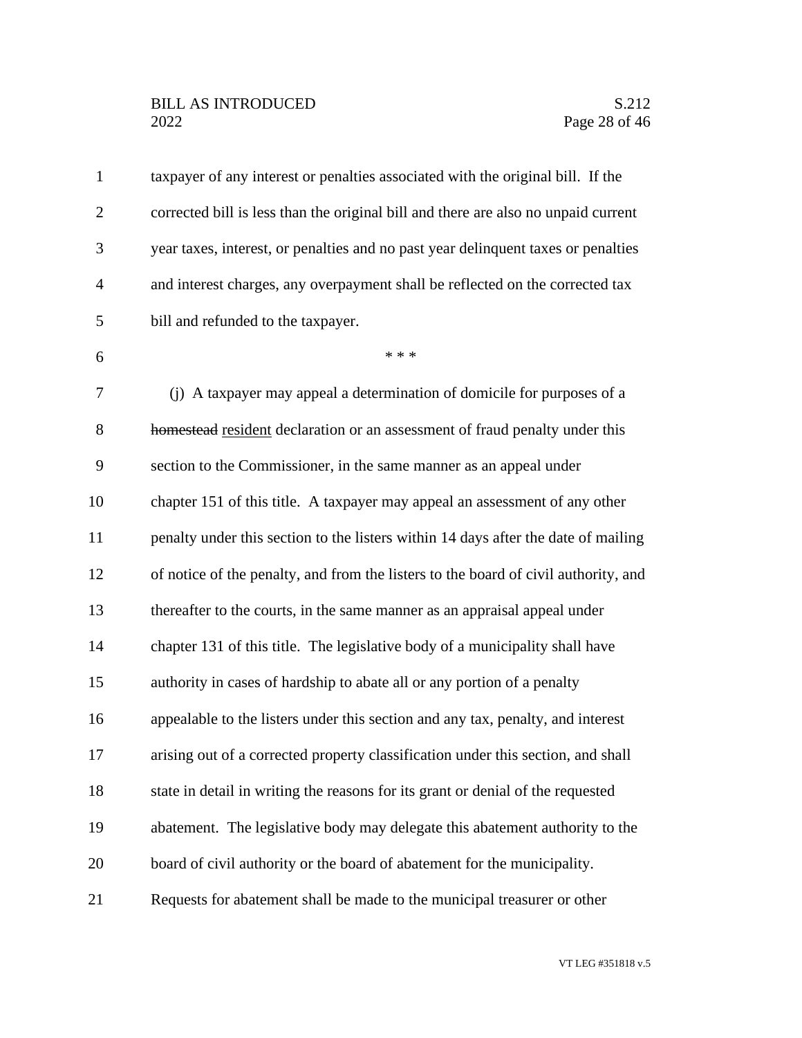taxpayer of any interest or penalties associated with the original bill. If the corrected bill is less than the original bill and there are also no unpaid current year taxes, interest, or penalties and no past year delinquent taxes or penalties and interest charges, any overpayment shall be reflected on the corrected tax bill and refunded to the taxpayer.

\* \* \*

(j) A taxpayer may appeal a determination of domicile for purposes of a ~~homestead~~ resident declaration or an assessment of fraud penalty under this section to the Commissioner, in the same manner as an appeal under chapter 151 of this title. A taxpayer may appeal an assessment of any other penalty under this section to the listers within 14 days after the date of mailing of notice of the penalty, and from the listers to the board of civil authority, and thereafter to the courts, in the same manner as an appraisal appeal under chapter 131 of this title. The legislative body of a municipality shall have authority in cases of hardship to abate all or any portion of a penalty appealable to the listers under this section and any tax, penalty, and interest arising out of a corrected property classification under this section, and shall state in detail in writing the reasons for its grant or denial of the requested abatement. The legislative body may delegate this abatement authority to the board of civil authority or the board of abatement for the municipality. Requests for abatement shall be made to the municipal treasurer or other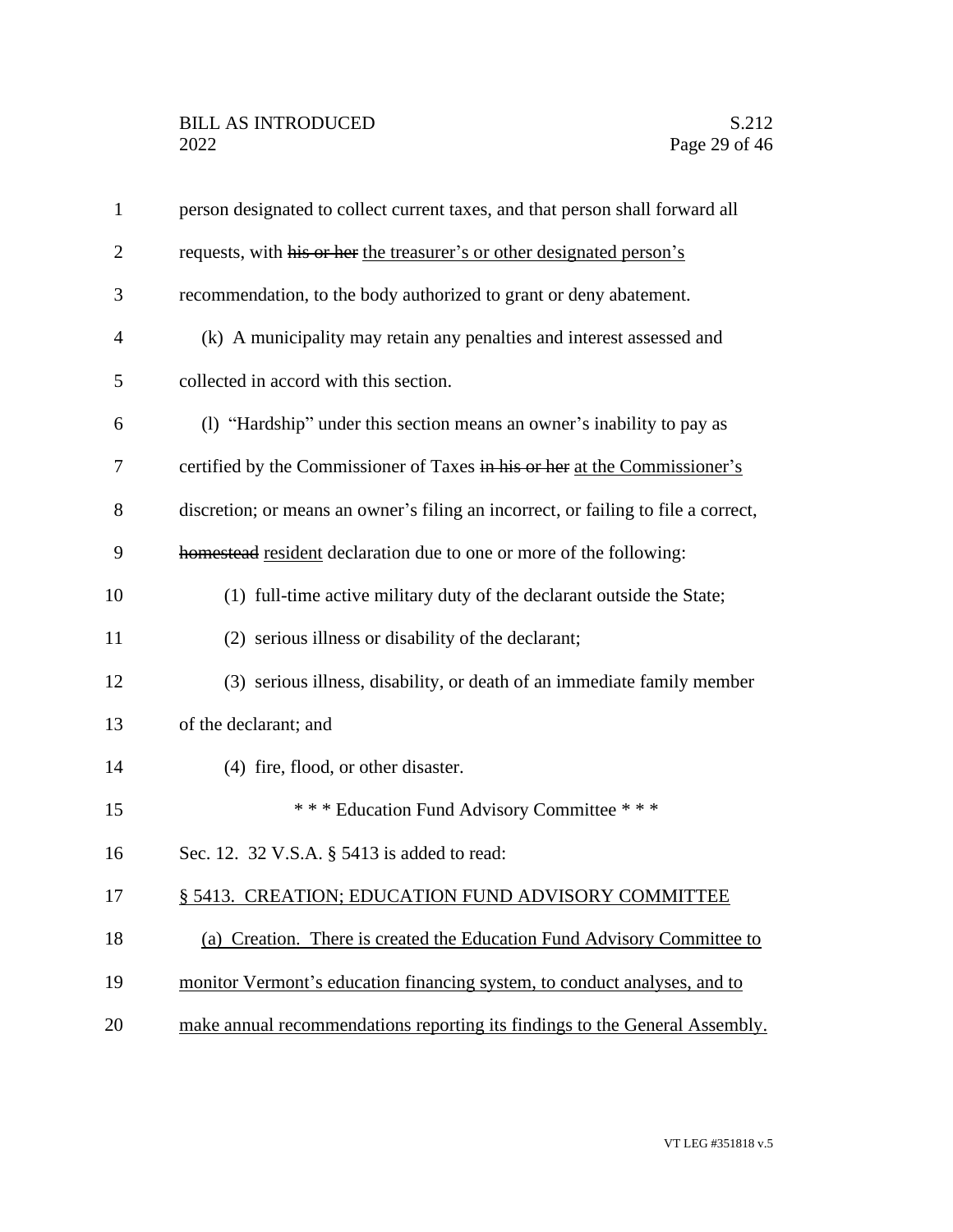person designated to collect current taxes, and that person shall forward all requests, with ~~his or her~~ the treasurer's or other designated person's recommendation, to the body authorized to grant or deny abatement.

(k) A municipality may retain any penalties and interest assessed and collected in accord with this section.

(l) "Hardship" under this section means an owner's inability to pay as certified by the Commissioner of Taxes ~~in his or her~~ at the Commissioner's discretion; or means an owner's filing an incorrect, or failing to file a correct, ~~homestead~~ resident declaration due to one or more of the following:

(1) full-time active military duty of the declarant outside the State;

(2) serious illness or disability of the declarant;

(3) serious illness, disability, or death of an immediate family member of the declarant; and

(4) fire, flood, or other disaster.

\* \* \* Education Fund Advisory Committee \* \* \*

Sec. 12. 32 V.S.A. § 5413 is added to read:

§ 5413. CREATION; EDUCATION FUND ADVISORY COMMITTEE

(a) Creation. There is created the Education Fund Advisory Committee to monitor Vermont's education financing system, to conduct analyses, and to make annual recommendations reporting its findings to the General Assembly.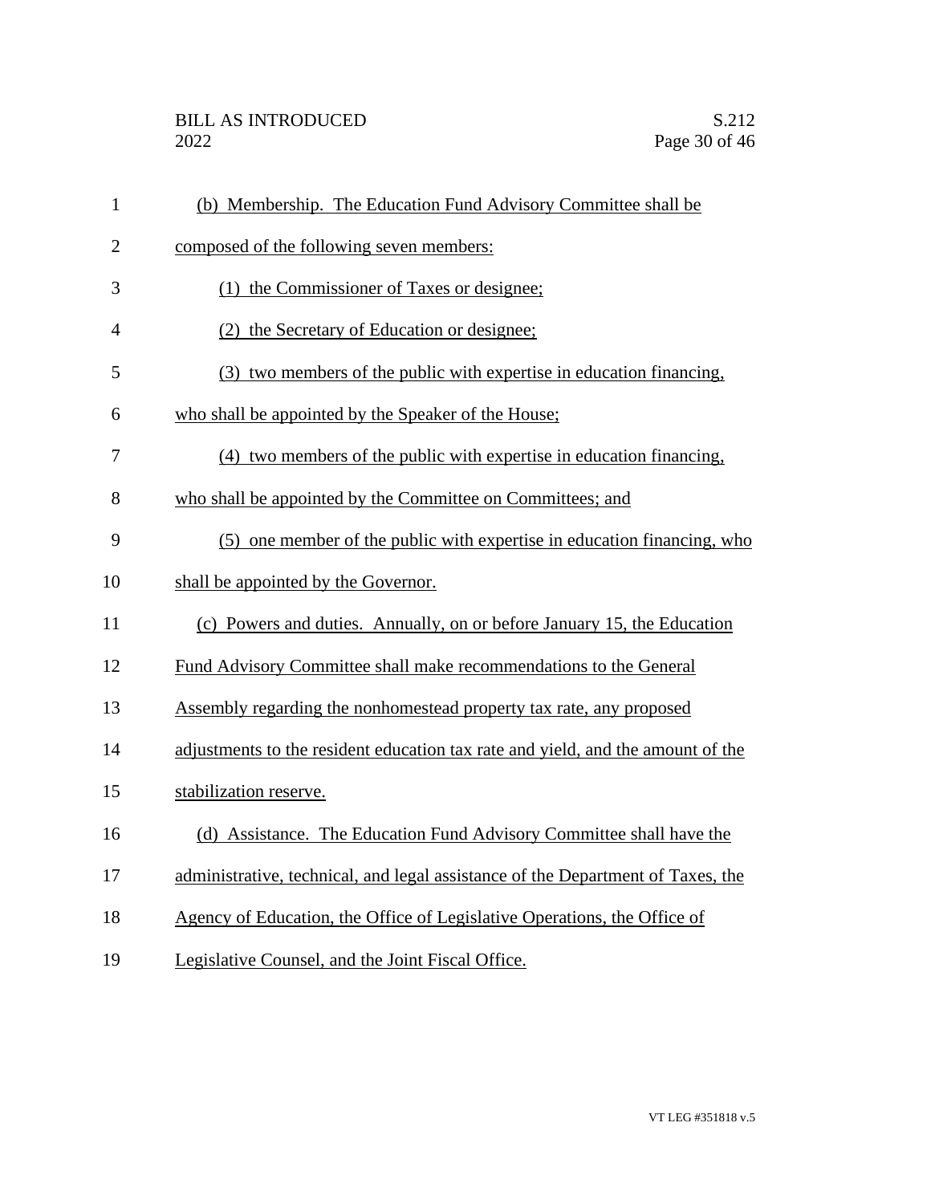(b) Membership. The Education Fund Advisory Committee shall be composed of the following seven members:

(1) the Commissioner of Taxes or designee;

(2) the Secretary of Education or designee;

(3) two members of the public with expertise in education financing, who shall be appointed by the Speaker of the House;

(4) two members of the public with expertise in education financing, who shall be appointed by the Committee on Committees; and

(5) one member of the public with expertise in education financing, who shall be appointed by the Governor.

(c) Powers and duties. Annually, on or before January 15, the Education Fund Advisory Committee shall make recommendations to the General Assembly regarding the nonhomestead property tax rate, any proposed adjustments to the resident education tax rate and yield, and the amount of the stabilization reserve.

(d) Assistance. The Education Fund Advisory Committee shall have the administrative, technical, and legal assistance of the Department of Taxes, the Agency of Education, the Office of Legislative Operations, the Office of Legislative Counsel, and the Joint Fiscal Office.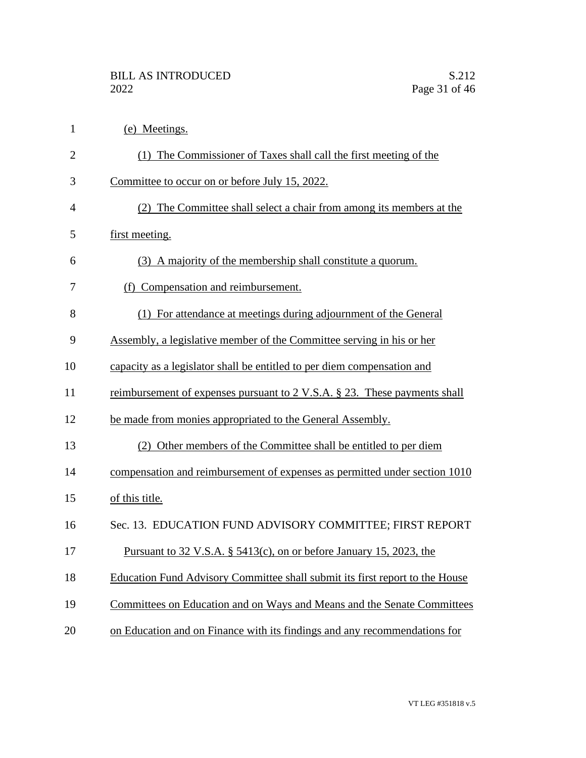(e) Meetings.

(1) The Commissioner of Taxes shall call the first meeting of the Committee to occur on or before July 15, 2022.

(2) The Committee shall select a chair from among its members at the first meeting.

(3) A majority of the membership shall constitute a quorum.

(f) Compensation and reimbursement.

(1) For attendance at meetings during adjournment of the General Assembly, a legislative member of the Committee serving in his or her capacity as a legislator shall be entitled to per diem compensation and reimbursement of expenses pursuant to 2 V.S.A. § 23. These payments shall be made from monies appropriated to the General Assembly.

(2) Other members of the Committee shall be entitled to per diem compensation and reimbursement of expenses as permitted under section 1010 of this title.

Sec. 13. EDUCATION FUND ADVISORY COMMITTEE; FIRST REPORT

Pursuant to 32 V.S.A. § 5413(c), on or before January 15, 2023, the Education Fund Advisory Committee shall submit its first report to the House Committees on Education and on Ways and Means and the Senate Committees on Education and on Finance with its findings and any recommendations for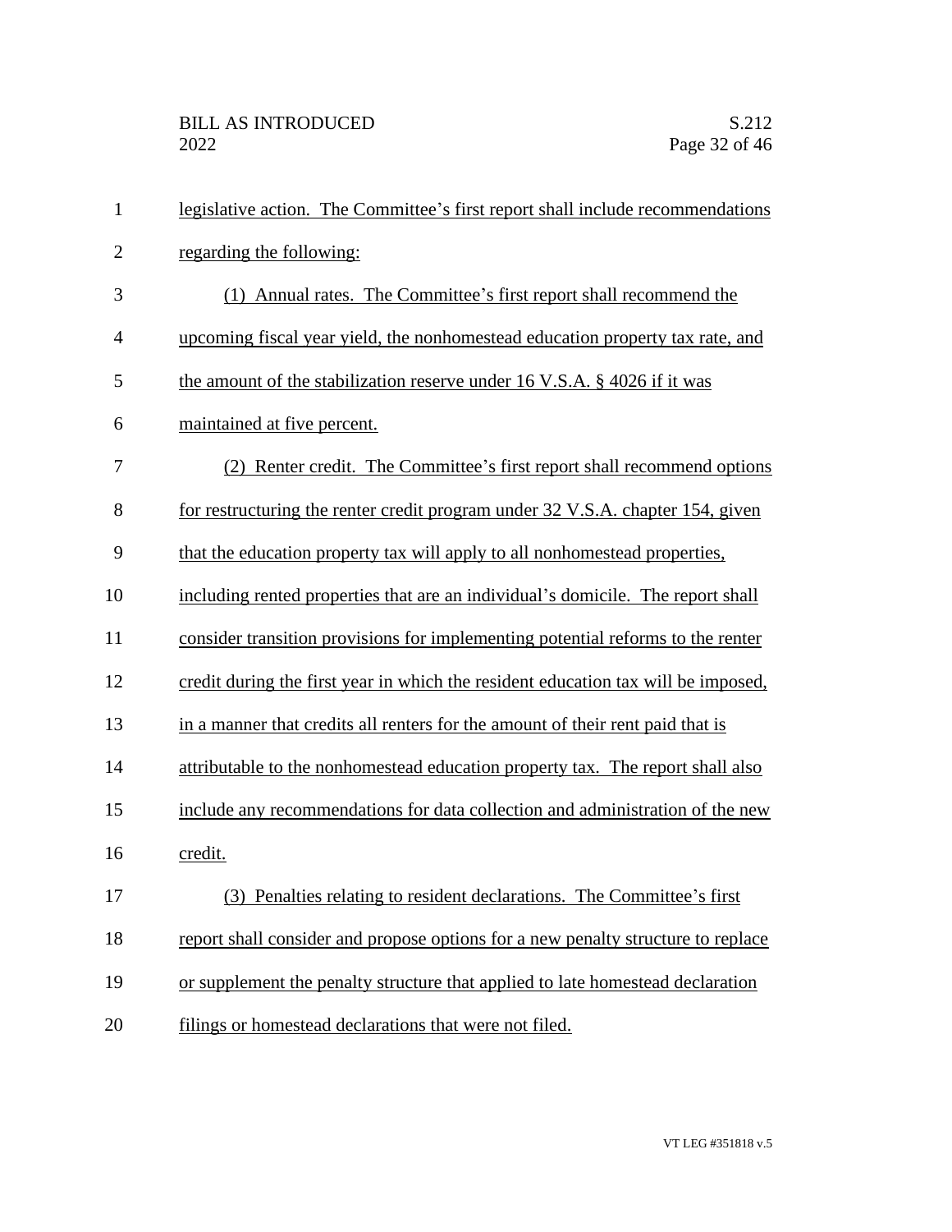legislative action. The Committee's first report shall include recommendations regarding the following:

(1) Annual rates. The Committee's first report shall recommend the upcoming fiscal year yield, the nonhomestead education property tax rate, and the amount of the stabilization reserve under 16 V.S.A. § 4026 if it was maintained at five percent.

(2) Renter credit. The Committee's first report shall recommend options for restructuring the renter credit program under 32 V.S.A. chapter 154, given that the education property tax will apply to all nonhomestead properties, including rented properties that are an individual's domicile. The report shall consider transition provisions for implementing potential reforms to the renter credit during the first year in which the resident education tax will be imposed, in a manner that credits all renters for the amount of their rent paid that is attributable to the nonhomestead education property tax. The report shall also include any recommendations for data collection and administration of the new credit.

(3) Penalties relating to resident declarations. The Committee's first report shall consider and propose options for a new penalty structure to replace or supplement the penalty structure that applied to late homestead declaration filings or homestead declarations that were not filed.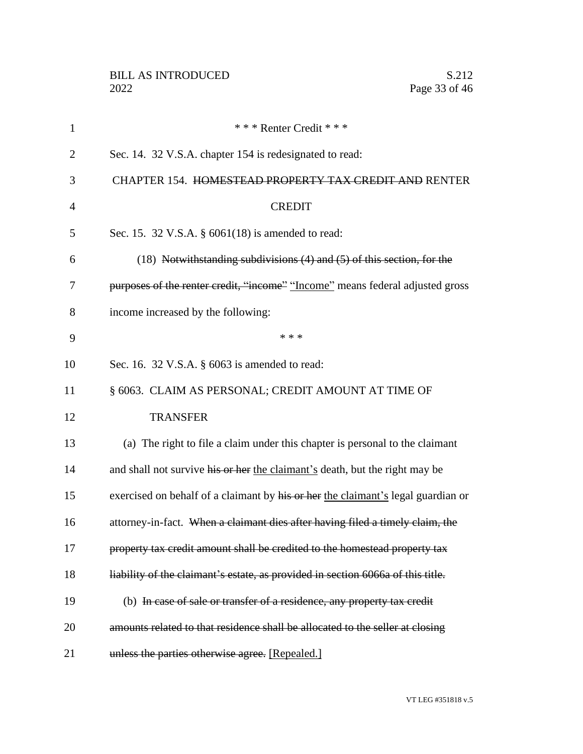\* \* \* Renter Credit \* \* \*

Sec. 14. 32 V.S.A. chapter 154 is redesignated to read:

CHAPTER 154. ~~HOMESTEAD PROPERTY TAX CREDIT AND~~ RENTER CREDIT

Sec. 15. 32 V.S.A. § 6061(18) is amended to read:

(18) ~~Notwithstanding subdivisions (4) and (5) of this section, for the purposes of the renter credit, "income"~~ <u>"Income"</u> means federal adjusted gross income increased by the following:

\* \* \*

Sec. 16. 32 V.S.A. § 6063 is amended to read:

§ 6063. CLAIM AS PERSONAL; CREDIT AMOUNT AT TIME OF TRANSFER

(a) The right to file a claim under this chapter is personal to the claimant and shall not survive ~~his or her~~ <u>the claimant's</u> death, but the right may be exercised on behalf of a claimant by ~~his or her~~ <u>the claimant's</u> legal guardian or attorney-in-fact. ~~When a claimant dies after having filed a timely claim, the property tax credit amount shall be credited to the homestead property tax liability of the claimant's estate, as provided in section 6066a of this title.~~

(b) ~~In case of sale or transfer of a residence, any property tax credit amounts related to that residence shall be allocated to the seller at closing unless the parties otherwise agree.~~ [Repealed.]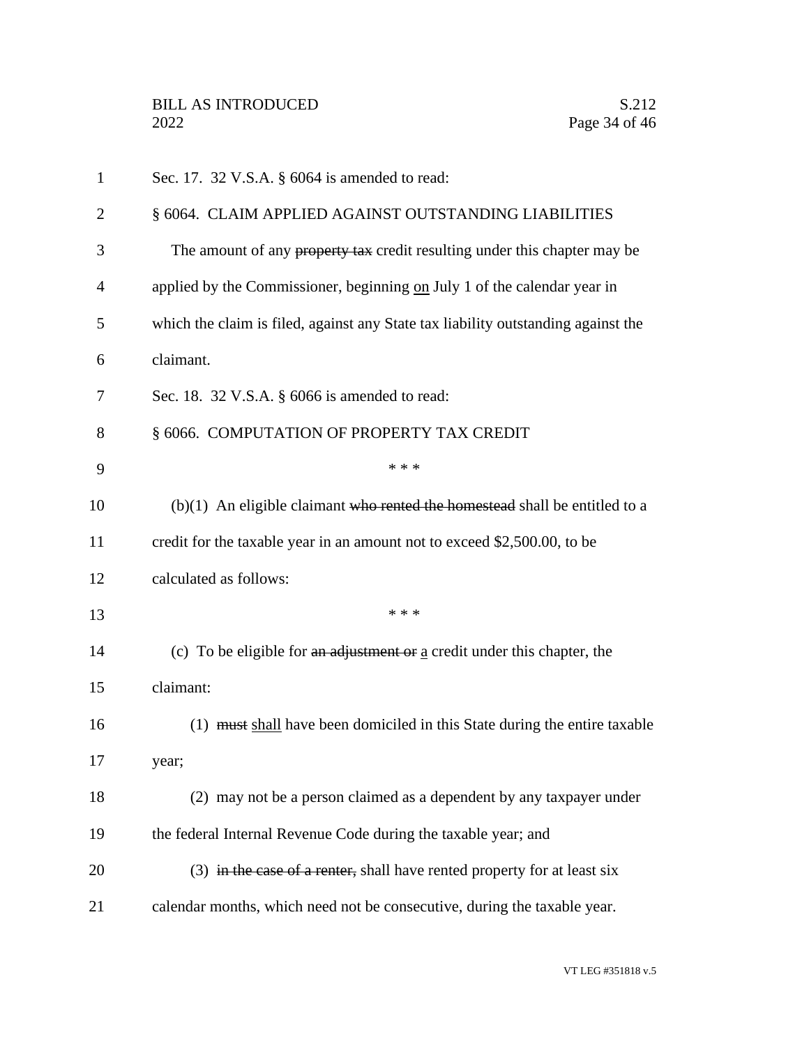Sec. 17. 32 V.S.A. § 6064 is amended to read:

§ 6064. CLAIM APPLIED AGAINST OUTSTANDING LIABILITIES

The amount of any ~~property tax~~ credit resulting under this chapter may be applied by the Commissioner, beginning <u>on</u> July 1 of the calendar year in which the claim is filed, against any State tax liability outstanding against the claimant.

Sec. 18. 32 V.S.A. § 6066 is amended to read:

§ 6066. COMPUTATION OF PROPERTY TAX CREDIT

\* \* \*

(b)(1) An eligible claimant ~~who rented the homestead~~ shall be entitled to a credit for the taxable year in an amount not to exceed $2,500.00, to be calculated as follows:

\* \* \*

(c) To be eligible for ~~an adjustment or~~ <u>a</u> credit under this chapter, the claimant:

(1) ~~must~~ <u>shall</u> have been domiciled in this State during the entire taxable year;

(2) may not be a person claimed as a dependent by any taxpayer under the federal Internal Revenue Code during the taxable year; and

(3) ~~in the case of a renter,~~ shall have rented property for at least six calendar months, which need not be consecutive, during the taxable year.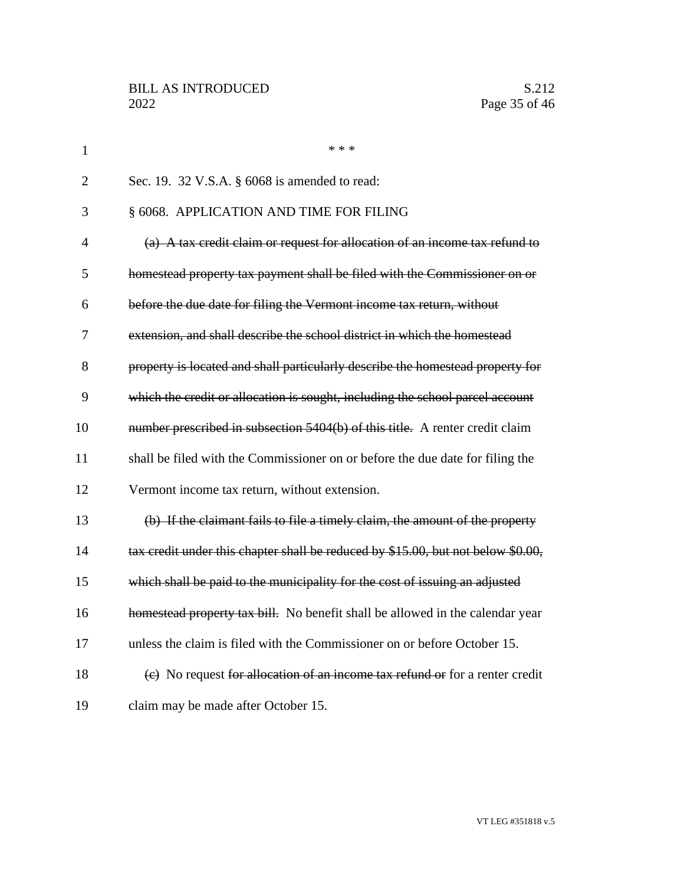\* \* \*

Sec. 19. 32 V.S.A. § 6068 is amended to read:

§ 6068. APPLICATION AND TIME FOR FILING

~~(a) A tax credit claim or request for allocation of an income tax refund to homestead property tax payment shall be filed with the Commissioner on or before the due date for filing the Vermont income tax return, without extension, and shall describe the school district in which the homestead property is located and shall particularly describe the homestead property for which the credit or allocation is sought, including the school parcel account number prescribed in subsection 5404(b) of this title.~~ A renter credit claim shall be filed with the Commissioner on or before the due date for filing the Vermont income tax return, without extension.

~~(b) If the claimant fails to file a timely claim, the amount of the property tax credit under this chapter shall be reduced by $15.00, but not below $0.00, which shall be paid to the municipality for the cost of issuing an adjusted homestead property tax bill.~~ No benefit shall be allowed in the calendar year unless the claim is filed with the Commissioner on or before October 15.

~~(c)~~ No request ~~for allocation of an income tax refund or~~ for a renter credit claim may be made after October 15.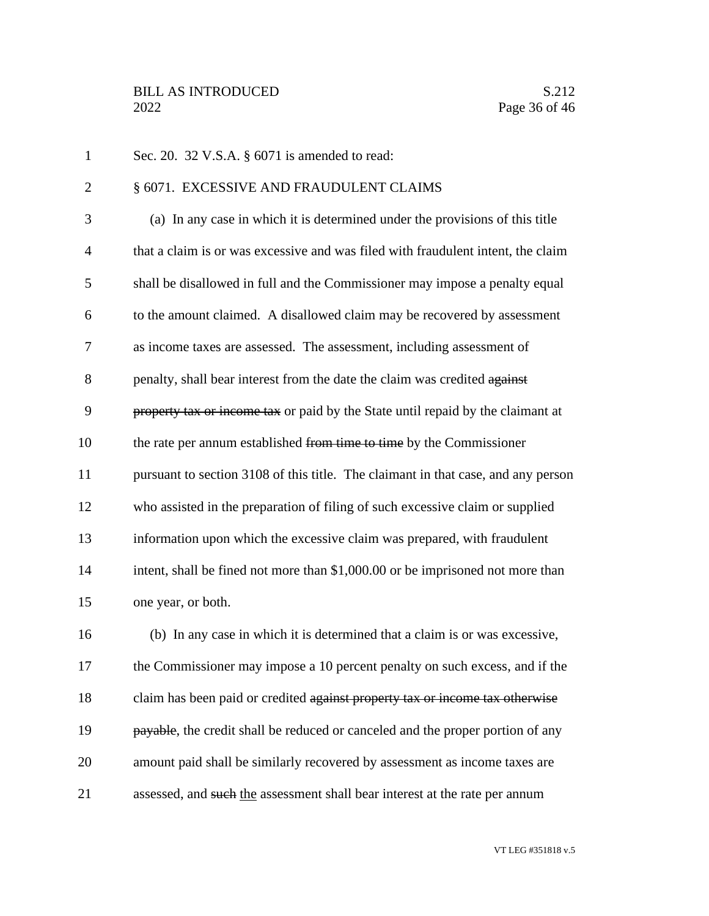Sec. 20. 32 V.S.A. § 6071 is amended to read:

§ 6071. EXCESSIVE AND FRAUDULENT CLAIMS

(a) In any case in which it is determined under the provisions of this title that a claim is or was excessive and was filed with fraudulent intent, the claim shall be disallowed in full and the Commissioner may impose a penalty equal to the amount claimed. A disallowed claim may be recovered by assessment as income taxes are assessed. The assessment, including assessment of penalty, shall bear interest from the date the claim was credited ~~against property tax or income tax~~ or paid by the State until repaid by the claimant at the rate per annum established ~~from time to time~~ by the Commissioner pursuant to section 3108 of this title. The claimant in that case, and any person who assisted in the preparation of filing of such excessive claim or supplied information upon which the excessive claim was prepared, with fraudulent intent, shall be fined not more than $1,000.00 or be imprisoned not more than one year, or both.

(b) In any case in which it is determined that a claim is or was excessive, the Commissioner may impose a 10 percent penalty on such excess, and if the claim has been paid or credited ~~against property tax or income tax otherwise payable~~, the credit shall be reduced or canceled and the proper portion of any amount paid shall be similarly recovered by assessment as income taxes are assessed, and ~~such~~ <u>the</u> assessment shall bear interest at the rate per annum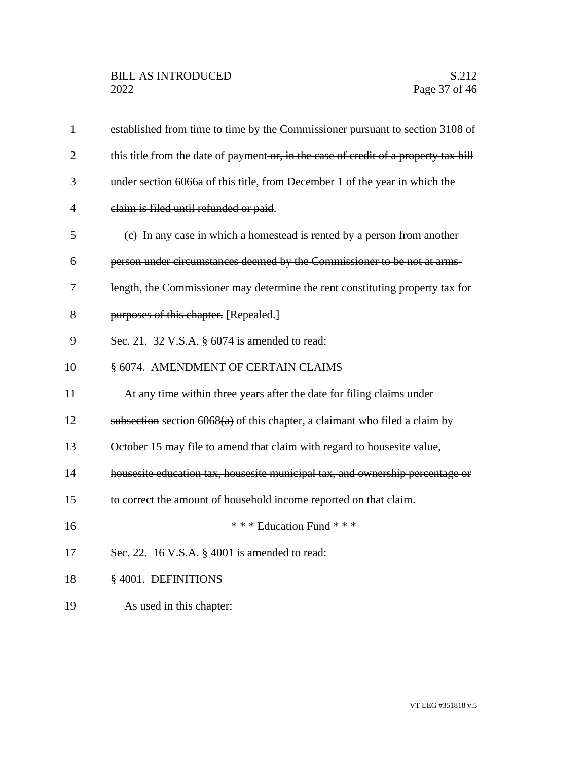established ~~from time to time~~ by the Commissioner pursuant to section 3108 of this title from the date of payment~~ or, in the case of credit of a property tax bill under section 6066a of this title, from December 1 of the year in which the claim is filed until refunded or paid~~.

(c) ~~In any case in which a homestead is rented by a person from another person under circumstances deemed by the Commissioner to be not at arms-length, the Commissioner may determine the rent constituting property tax for purposes of this chapter.~~ [Repealed.]

Sec. 21. 32 V.S.A. § 6074 is amended to read:

§ 6074. AMENDMENT OF CERTAIN CLAIMS

At any time within three years after the date for filing claims under ~~subsection~~ section 6068~~(a)~~ of this chapter, a claimant who filed a claim by October 15 may file to amend that claim ~~with regard to housesite value, housesite education tax, housesite municipal tax, and ownership percentage or to correct the amount of household income reported on that claim~~.

\* \* \* Education Fund \* \* \*

Sec. 22. 16 V.S.A. § 4001 is amended to read:

§ 4001. DEFINITIONS

As used in this chapter: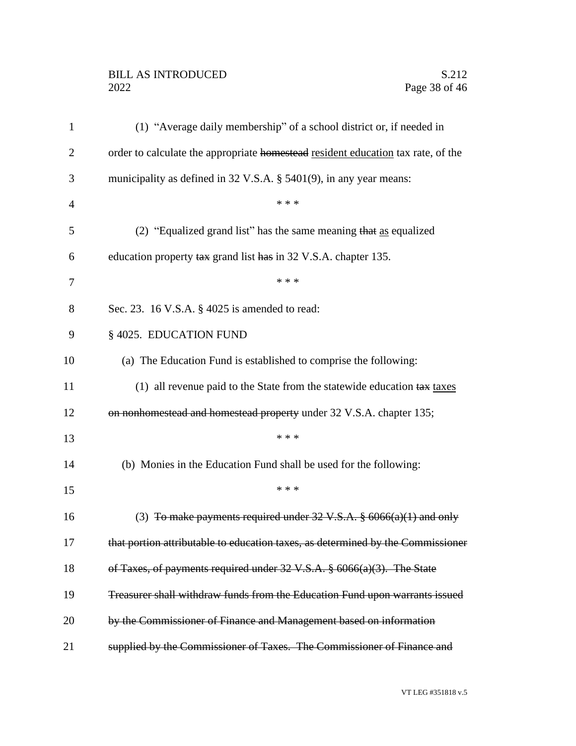(1) "Average daily membership" of a school district or, if needed in order to calculate the appropriate ~~homestead~~ <u>resident education</u> tax rate, of the municipality as defined in 32 V.S.A. § 5401(9), in any year means:

\* \* \*

(2) "Equalized grand list" has the same meaning ~~that~~ <u>as</u> equalized education property ~~tax~~ grand list ~~has~~ in 32 V.S.A. chapter 135.

\* \* \*

Sec. 23. 16 V.S.A. § 4025 is amended to read:

§ 4025. EDUCATION FUND

(a) The Education Fund is established to comprise the following:

(1) all revenue paid to the State from the statewide education ~~tax~~ <u>taxes</u> ~~on nonhomestead and homestead property~~ under 32 V.S.A. chapter 135;

\* \* \*

(b) Monies in the Education Fund shall be used for the following:

\* \* \*

(3) ~~To make payments required under 32 V.S.A. § 6066(a)(1) and only that portion attributable to education taxes, as determined by the Commissioner of Taxes, of payments required under 32 V.S.A. § 6066(a)(3). The State Treasurer shall withdraw funds from the Education Fund upon warrants issued by the Commissioner of Finance and Management based on information supplied by the Commissioner of Taxes. The Commissioner of Finance and~~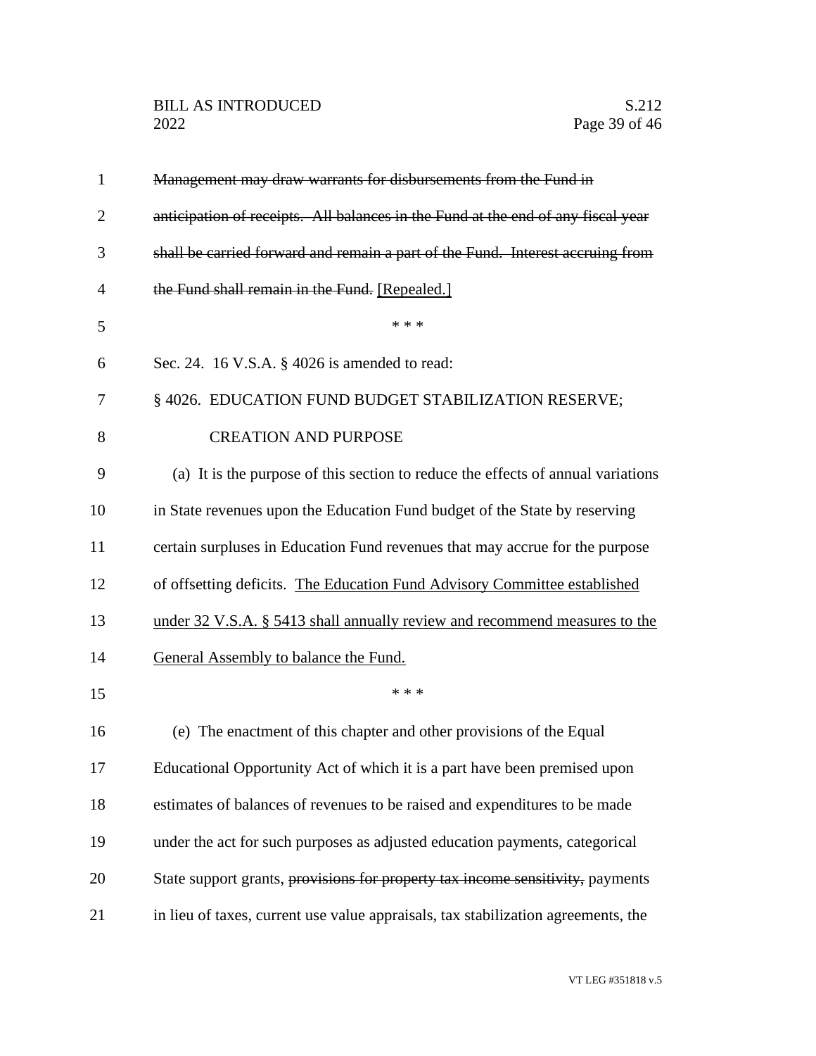~~Management may draw warrants for disbursements from the Fund in anticipation of receipts. All balances in the Fund at the end of any fiscal year shall be carried forward and remain a part of the Fund. Interest accruing from the Fund shall remain in the Fund.~~ <u>[Repealed.]</u>

\* \* \*

Sec. 24. 16 V.S.A. § 4026 is amended to read:

§ 4026. EDUCATION FUND BUDGET STABILIZATION RESERVE; CREATION AND PURPOSE

(a) It is the purpose of this section to reduce the effects of annual variations in State revenues upon the Education Fund budget of the State by reserving certain surpluses in Education Fund revenues that may accrue for the purpose of offsetting deficits. <u>The Education Fund Advisory Committee established under 32 V.S.A. § 5413 shall annually review and recommend measures to the General Assembly to balance the Fund.</u>

\* \* \*

(e) The enactment of this chapter and other provisions of the Equal Educational Opportunity Act of which it is a part have been premised upon estimates of balances of revenues to be raised and expenditures to be made under the act for such purposes as adjusted education payments, categorical State support grants, ~~provisions for property tax income sensitivity,~~ payments in lieu of taxes, current use value appraisals, tax stabilization agreements, the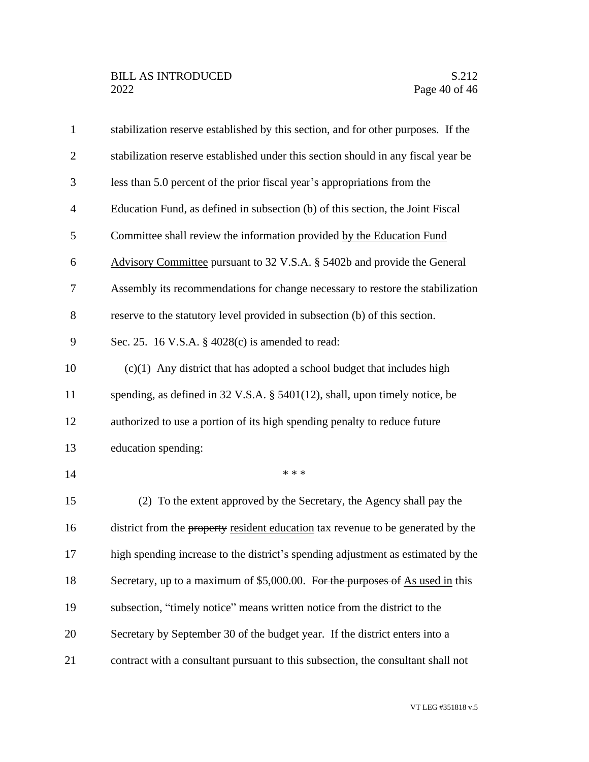stabilization reserve established by this section, and for other purposes. If the stabilization reserve established under this section should in any fiscal year be less than 5.0 percent of the prior fiscal year's appropriations from the Education Fund, as defined in subsection (b) of this section, the Joint Fiscal Committee shall review the information provided <u>by the Education Fund Advisory Committee</u> pursuant to 32 V.S.A. § 5402b and provide the General Assembly its recommendations for change necessary to restore the stabilization reserve to the statutory level provided in subsection (b) of this section.

Sec. 25. 16 V.S.A. § 4028(c) is amended to read:

(c)(1) Any district that has adopted a school budget that includes high spending, as defined in 32 V.S.A. § 5401(12), shall, upon timely notice, be authorized to use a portion of its high spending penalty to reduce future education spending:

\* \* \*

(2) To the extent approved by the Secretary, the Agency shall pay the district from the ~~property~~ <u>resident education</u> tax revenue to be generated by the high spending increase to the district's spending adjustment as estimated by the Secretary, up to a maximum of $5,000.00. ~~For the purposes of~~ <u>As used in</u> this subsection, "timely notice" means written notice from the district to the Secretary by September 30 of the budget year. If the district enters into a contract with a consultant pursuant to this subsection, the consultant shall not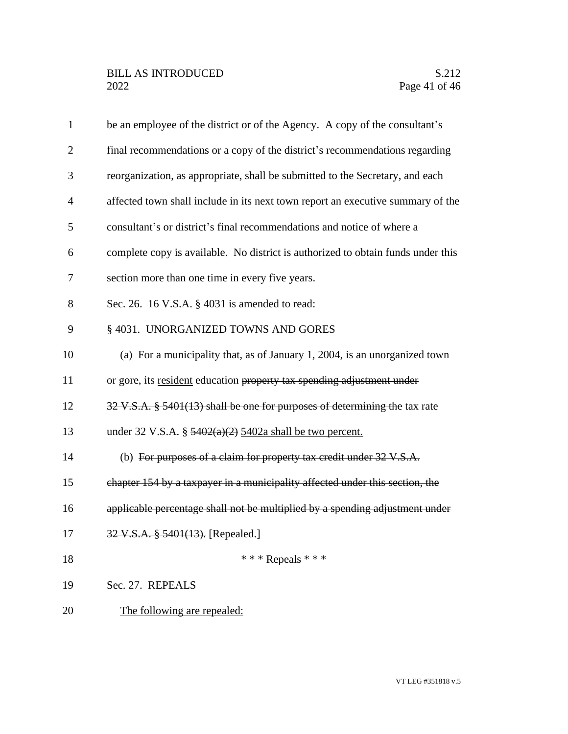be an employee of the district or of the Agency. A copy of the consultant's final recommendations or a copy of the district's recommendations regarding reorganization, as appropriate, shall be submitted to the Secretary, and each affected town shall include in its next town report an executive summary of the consultant's or district's final recommendations and notice of where a complete copy is available. No district is authorized to obtain funds under this section more than one time in every five years.

Sec. 26. 16 V.S.A. § 4031 is amended to read:

§ 4031. UNORGANIZED TOWNS AND GORES

(a) For a municipality that, as of January 1, 2004, is an unorganized town or gore, its <u>resident</u> education ~~property tax spending adjustment under 32 V.S.A. § 5401(13) shall be one for purposes of determining the~~ tax rate under 32 V.S.A. § ~~5402(a)(2)~~ <u>5402a shall be two percent.</u>

(b) ~~For purposes of a claim for property tax credit under 32 V.S.A. chapter 154 by a taxpayer in a municipality affected under this section, the applicable percentage shall not be multiplied by a spending adjustment under 32 V.S.A. § 5401(13).~~ <u>[Repealed.]</u>

\* \* \* Repeals \* \* \*

Sec. 27. REPEALS

<u>The following are repealed:</u>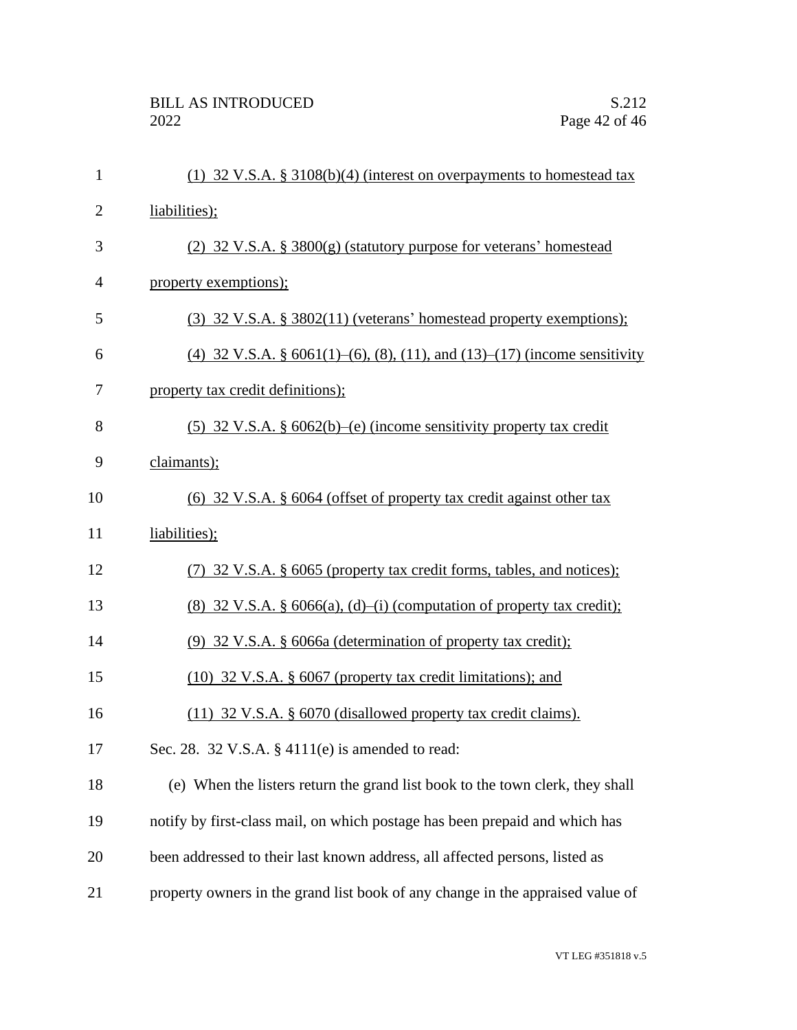(1) 32 V.S.A. § 3108(b)(4) (interest on overpayments to homestead tax liabilities);

(2) 32 V.S.A. § 3800(g) (statutory purpose for veterans' homestead property exemptions);

(3) 32 V.S.A. § 3802(11) (veterans' homestead property exemptions);

(4) 32 V.S.A. § 6061(1)–(6), (8), (11), and (13)–(17) (income sensitivity property tax credit definitions);

(5) 32 V.S.A. § 6062(b)–(e) (income sensitivity property tax credit claimants);

(6) 32 V.S.A. § 6064 (offset of property tax credit against other tax liabilities);

(7) 32 V.S.A. § 6065 (property tax credit forms, tables, and notices);

(8) 32 V.S.A. § 6066(a), (d)–(i) (computation of property tax credit);

(9) 32 V.S.A. § 6066a (determination of property tax credit);

(10) 32 V.S.A. § 6067 (property tax credit limitations); and

(11) 32 V.S.A. § 6070 (disallowed property tax credit claims).

Sec. 28. 32 V.S.A. § 4111(e) is amended to read:

(e) When the listers return the grand list book to the town clerk, they shall notify by first-class mail, on which postage has been prepaid and which has been addressed to their last known address, all affected persons, listed as property owners in the grand list book of any change in the appraised value of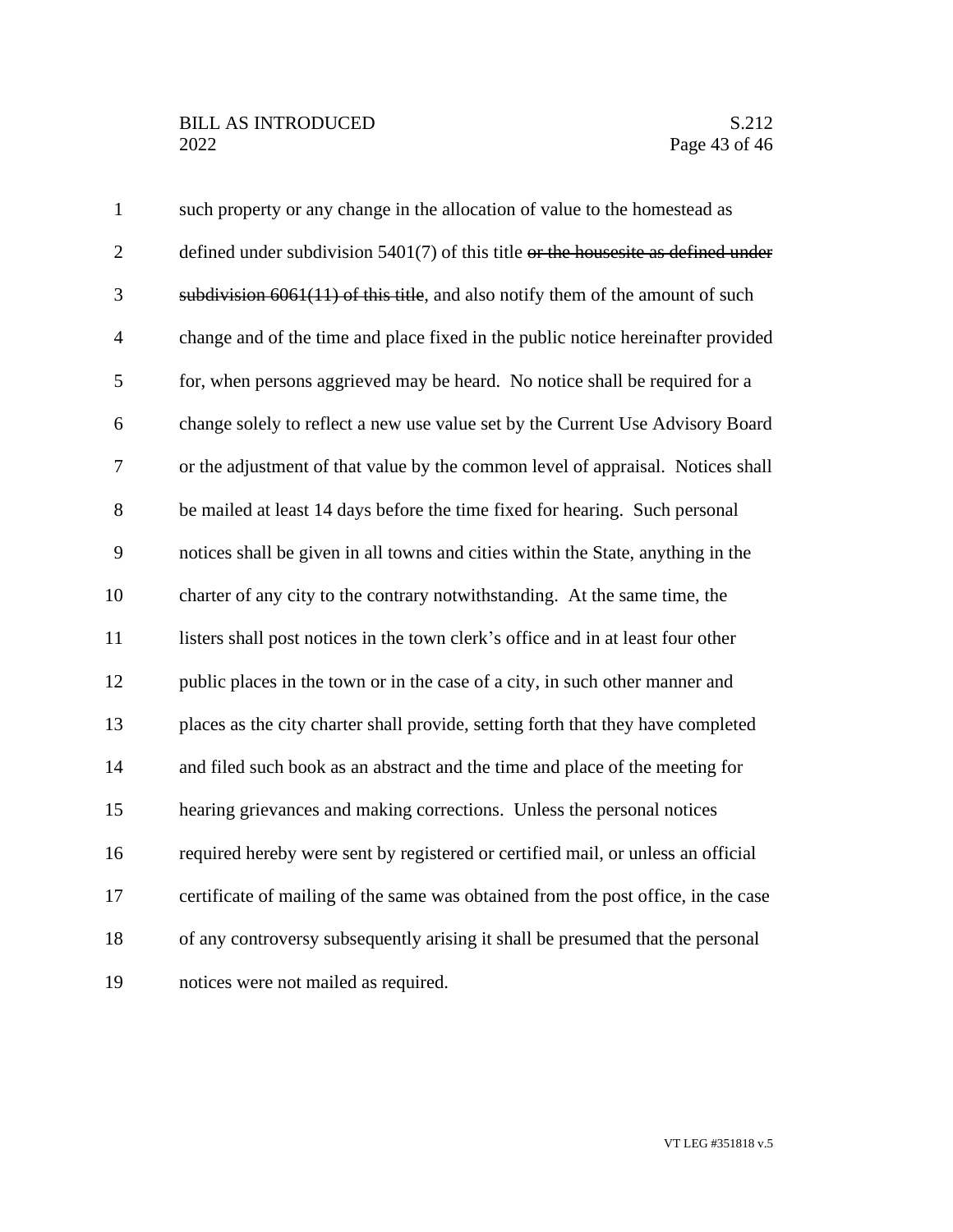such property or any change in the allocation of value to the homestead as defined under subdivision 5401(7) of this title ~~or the housesite as defined under subdivision 6061(11) of this title~~, and also notify them of the amount of such change and of the time and place fixed in the public notice hereinafter provided for, when persons aggrieved may be heard. No notice shall be required for a change solely to reflect a new use value set by the Current Use Advisory Board or the adjustment of that value by the common level of appraisal. Notices shall be mailed at least 14 days before the time fixed for hearing. Such personal notices shall be given in all towns and cities within the State, anything in the charter of any city to the contrary notwithstanding. At the same time, the listers shall post notices in the town clerk's office and in at least four other public places in the town or in the case of a city, in such other manner and places as the city charter shall provide, setting forth that they have completed and filed such book as an abstract and the time and place of the meeting for hearing grievances and making corrections. Unless the personal notices required hereby were sent by registered or certified mail, or unless an official certificate of mailing of the same was obtained from the post office, in the case of any controversy subsequently arising it shall be presumed that the personal notices were not mailed as required.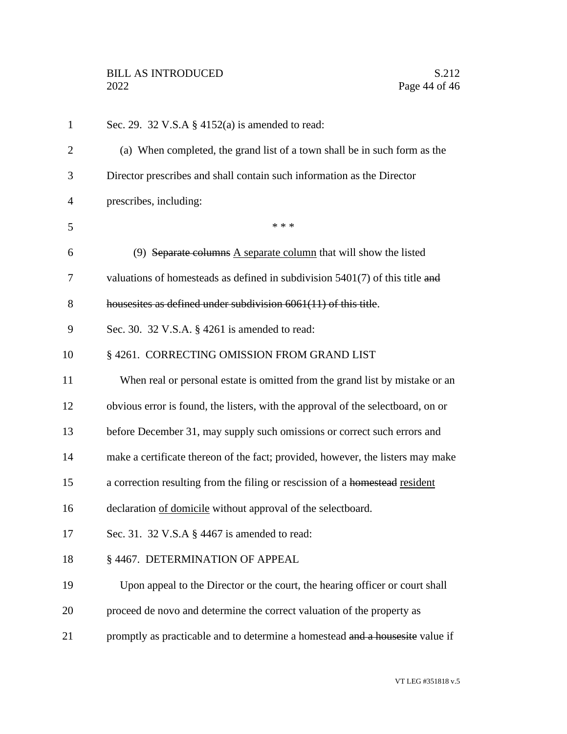Sec. 29. 32 V.S.A § 4152(a) is amended to read:

(a) When completed, the grand list of a town shall be in such form as the Director prescribes and shall contain such information as the Director prescribes, including:

\* \* \*

(9) ~~Separate columns~~ <u>A separate column</u> that will show the listed valuations of homesteads as defined in subdivision 5401(7) of this title ~~and housesites as defined under subdivision 6061(11) of this title~~.

Sec. 30. 32 V.S.A. § 4261 is amended to read:

§ 4261. CORRECTING OMISSION FROM GRAND LIST

When real or personal estate is omitted from the grand list by mistake or an obvious error is found, the listers, with the approval of the selectboard, on or before December 31, may supply such omissions or correct such errors and make a certificate thereon of the fact; provided, however, the listers may make a correction resulting from the filing or rescission of a ~~homestead~~ <u>resident</u> declaration <u>of domicile</u> without approval of the selectboard.

Sec. 31. 32 V.S.A § 4467 is amended to read:

§ 4467. DETERMINATION OF APPEAL

Upon appeal to the Director or the court, the hearing officer or court shall proceed de novo and determine the correct valuation of the property as promptly as practicable and to determine a homestead ~~and a housesite~~ value if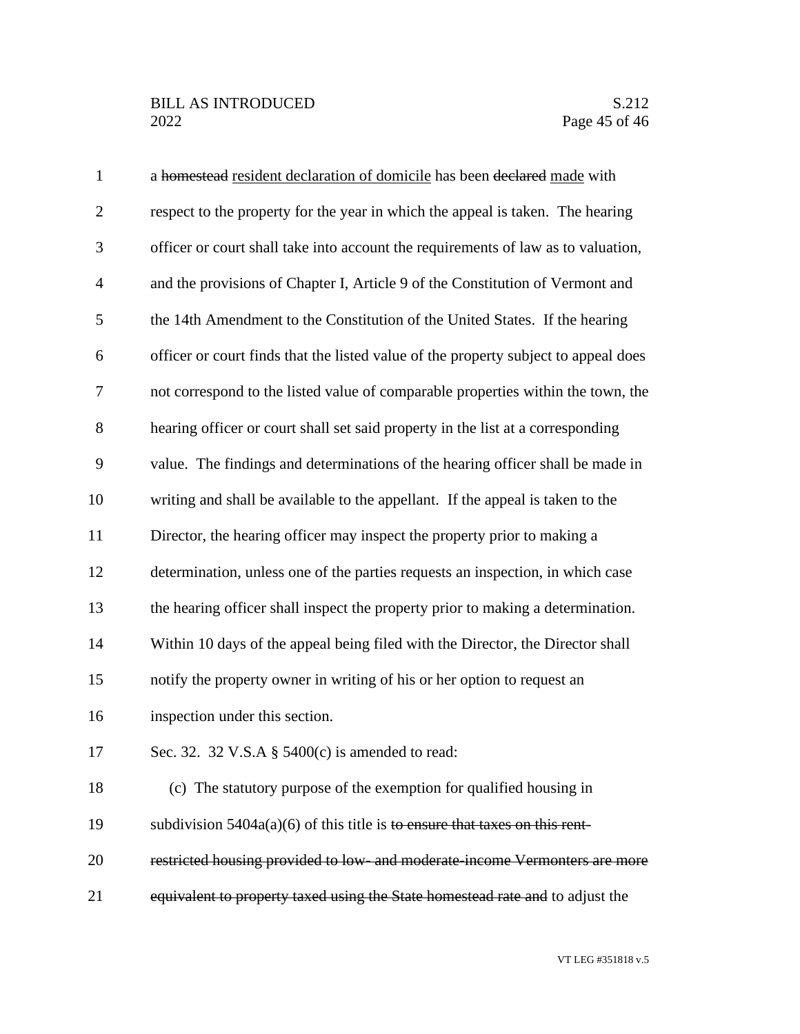a ~~homestead~~ <u>resident declaration of domicile</u> has been ~~declared~~ <u>made</u> with respect to the property for the year in which the appeal is taken. The hearing officer or court shall take into account the requirements of law as to valuation, and the provisions of Chapter I, Article 9 of the Constitution of Vermont and the 14th Amendment to the Constitution of the United States. If the hearing officer or court finds that the listed value of the property subject to appeal does not correspond to the listed value of comparable properties within the town, the hearing officer or court shall set said property in the list at a corresponding value. The findings and determinations of the hearing officer shall be made in writing and shall be available to the appellant. If the appeal is taken to the Director, the hearing officer may inspect the property prior to making a determination, unless one of the parties requests an inspection, in which case the hearing officer shall inspect the property prior to making a determination. Within 10 days of the appeal being filed with the Director, the Director shall notify the property owner in writing of his or her option to request an inspection under this section.

Sec. 32. 32 V.S.A § 5400(c) is amended to read:

(c) The statutory purpose of the exemption for qualified housing in subdivision 5404a(a)(6) of this title is ~~to ensure that taxes on this rent-restricted housing provided to low- and moderate-income Vermonters are more equivalent to property taxed using the State homestead rate and~~ to adjust the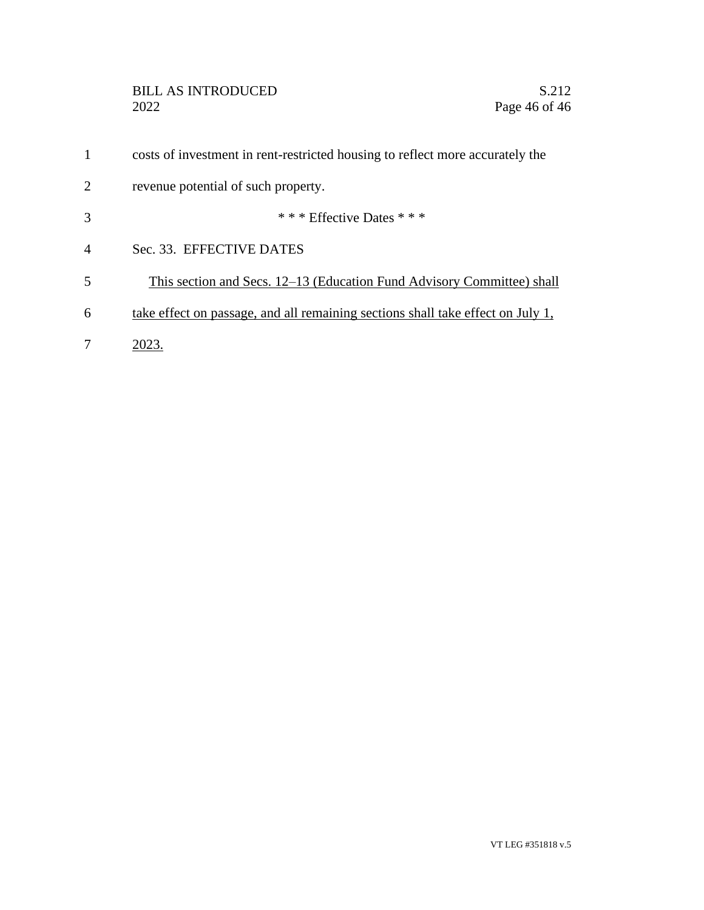costs of investment in rent-restricted housing to reflect more accurately the revenue potential of such property.

\* \* \* Effective Dates \* \* \*

Sec. 33. EFFECTIVE DATES

<u>This section and Secs. 12–13 (Education Fund Advisory Committee) shall take effect on passage, and all remaining sections shall take effect on July 1, 2023.</u>